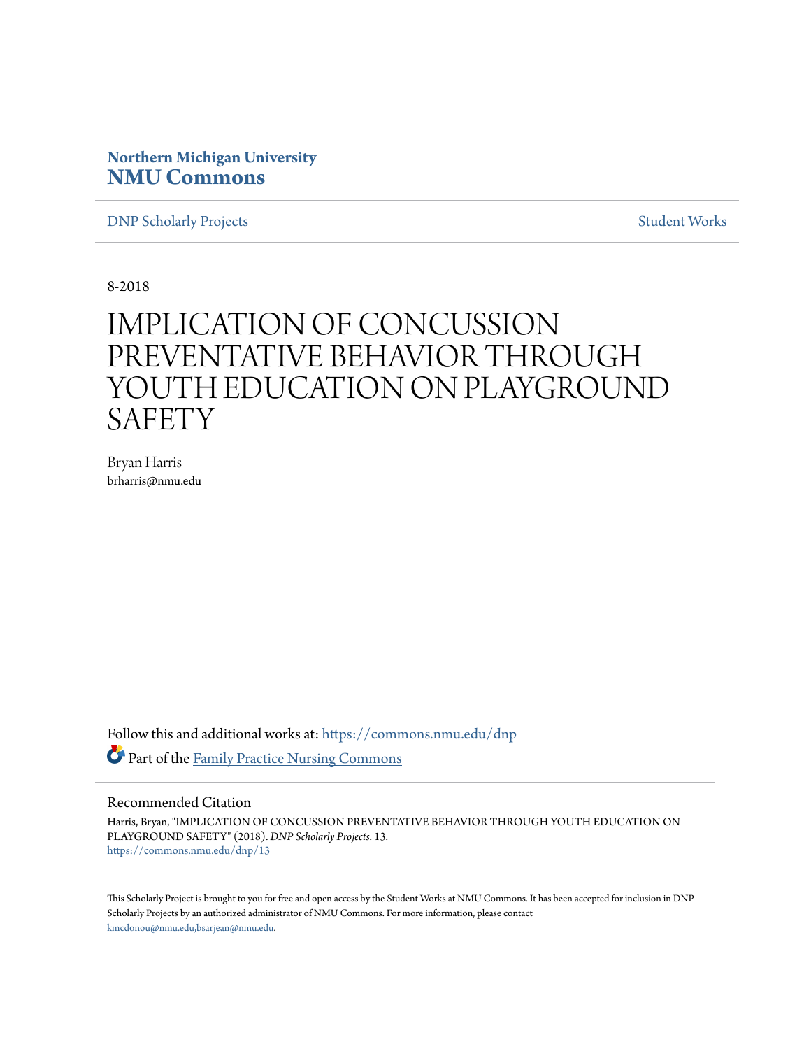**Northern Michigan University**
**NMU Commons**

DNP Scholarly Projects | Student Works

8-2018

# IMPLICATION OF CONCUSSION PREVENTATIVE BEHAVIOR THROUGH YOUTH EDUCATION ON PLAYGROUND SAFETY

Bryan Harris
brharris@nmu.edu

Follow this and additional works at: https://commons.nmu.edu/dnp

Part of the Family Practice Nursing Commons

## Recommended Citation

Harris, Bryan, "IMPLICATION OF CONCUSSION PREVENTATIVE BEHAVIOR THROUGH YOUTH EDUCATION ON PLAYGROUND SAFETY" (2018). *DNP Scholarly Projects*. 13.
https://commons.nmu.edu/dnp/13

This Scholarly Project is brought to you for free and open access by the Student Works at NMU Commons. It has been accepted for inclusion in DNP Scholarly Projects by an authorized administrator of NMU Commons. For more information, please contact kmcdonou@nmu.edu,bsarjean@nmu.edu.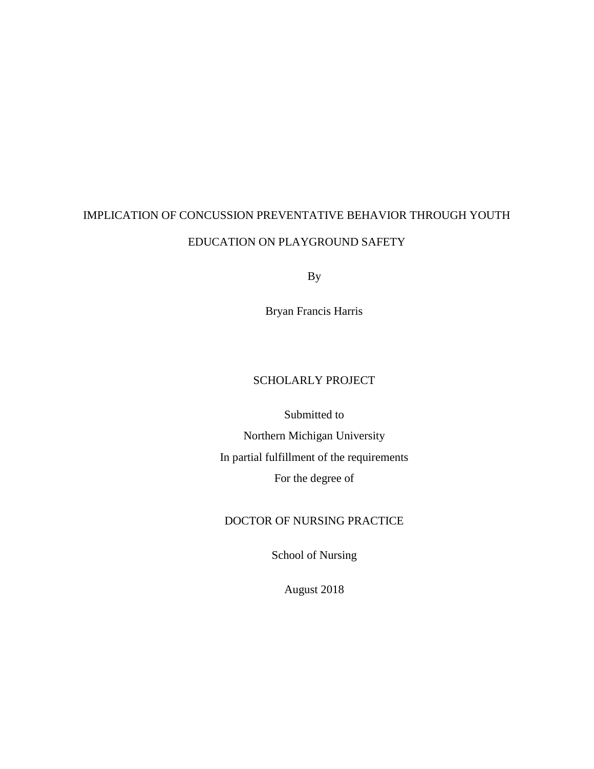# IMPLICATION OF CONCUSSION PREVENTATIVE BEHAVIOR THROUGH YOUTH EDUCATION ON PLAYGROUND SAFETY

By

Bryan Francis Harris

SCHOLARLY PROJECT

Submitted to

Northern Michigan University

In partial fulfillment of the requirements

For the degree of

DOCTOR OF NURSING PRACTICE

School of Nursing

August 2018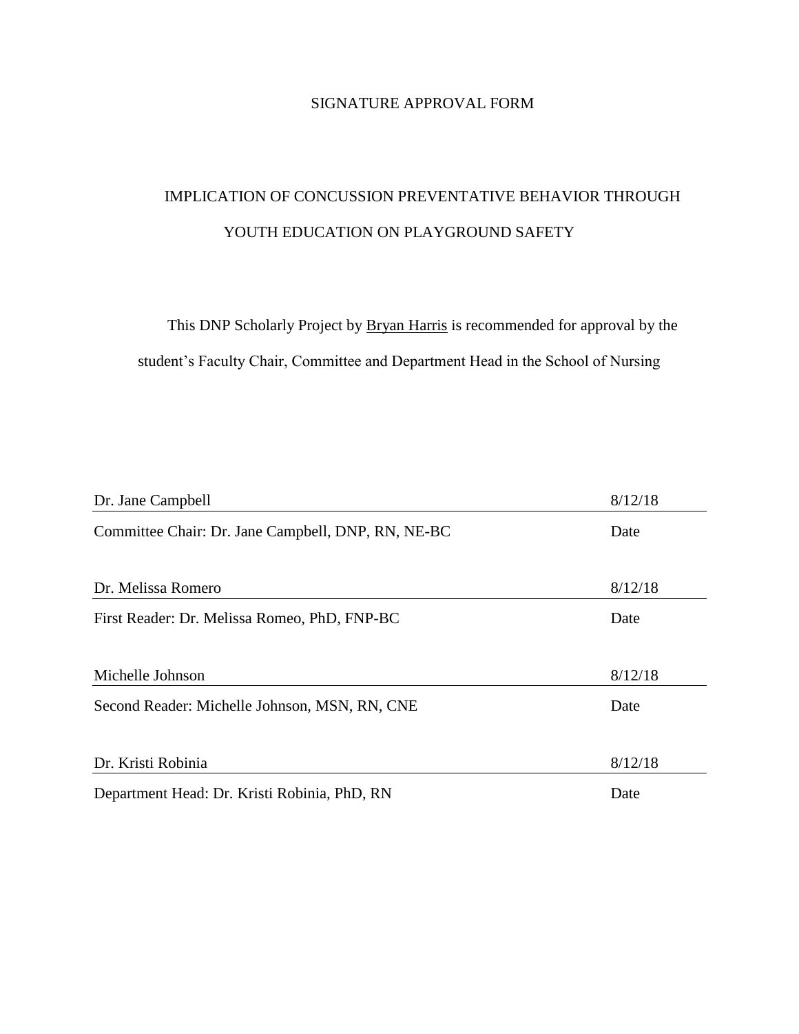SIGNATURE APPROVAL FORM

IMPLICATION OF CONCUSSION PREVENTATIVE BEHAVIOR THROUGH YOUTH EDUCATION ON PLAYGROUND SAFETY

This DNP Scholarly Project by Bryan Harris is recommended for approval by the student's Faculty Chair, Committee and Department Head in the School of Nursing

| | |
|---|---|
| Dr. Jane Campbell | 8/12/18 |
| Committee Chair: Dr. Jane Campbell, DNP, RN, NE-BC | Date |
| Dr. Melissa Romero | 8/12/18 |
| First Reader: Dr. Melissa Romeo, PhD, FNP-BC | Date |
| Michelle Johnson | 8/12/18 |
| Second Reader: Michelle Johnson, MSN, RN, CNE | Date |
| Dr. Kristi Robinia | 8/12/18 |
| Department Head: Dr. Kristi Robinia, PhD, RN | Date |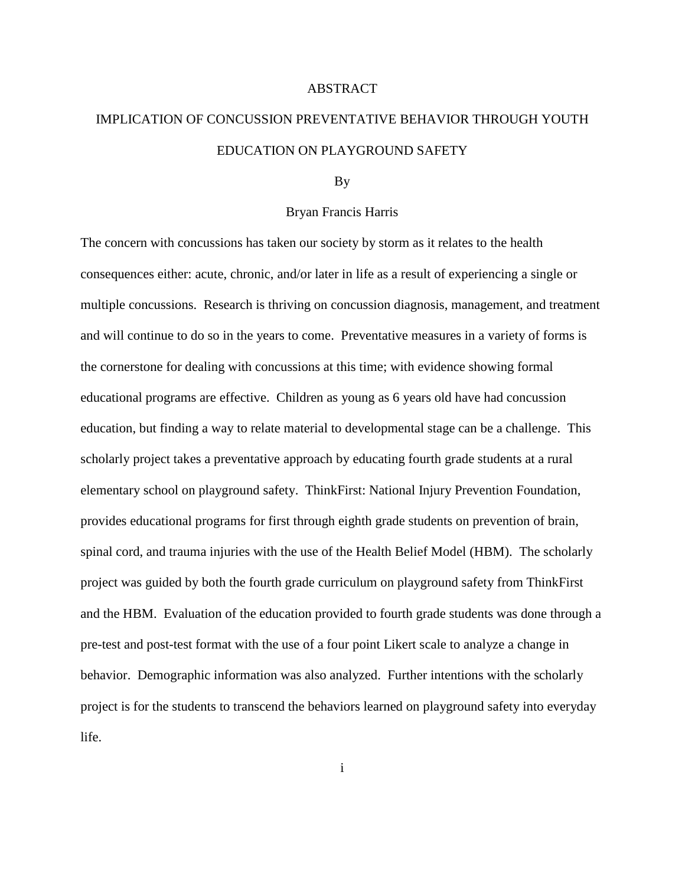# ABSTRACT

## IMPLICATION OF CONCUSSION PREVENTATIVE BEHAVIOR THROUGH YOUTH EDUCATION ON PLAYGROUND SAFETY

By

Bryan Francis Harris

The concern with concussions has taken our society by storm as it relates to the health consequences either: acute, chronic, and/or later in life as a result of experiencing a single or multiple concussions. Research is thriving on concussion diagnosis, management, and treatment and will continue to do so in the years to come. Preventative measures in a variety of forms is the cornerstone for dealing with concussions at this time; with evidence showing formal educational programs are effective. Children as young as 6 years old have had concussion education, but finding a way to relate material to developmental stage can be a challenge. This scholarly project takes a preventative approach by educating fourth grade students at a rural elementary school on playground safety. ThinkFirst: National Injury Prevention Foundation, provides educational programs for first through eighth grade students on prevention of brain, spinal cord, and trauma injuries with the use of the Health Belief Model (HBM). The scholarly project was guided by both the fourth grade curriculum on playground safety from ThinkFirst and the HBM. Evaluation of the education provided to fourth grade students was done through a pre-test and post-test format with the use of a four point Likert scale to analyze a change in behavior. Demographic information was also analyzed. Further intentions with the scholarly project is for the students to transcend the behaviors learned on playground safety into everyday life.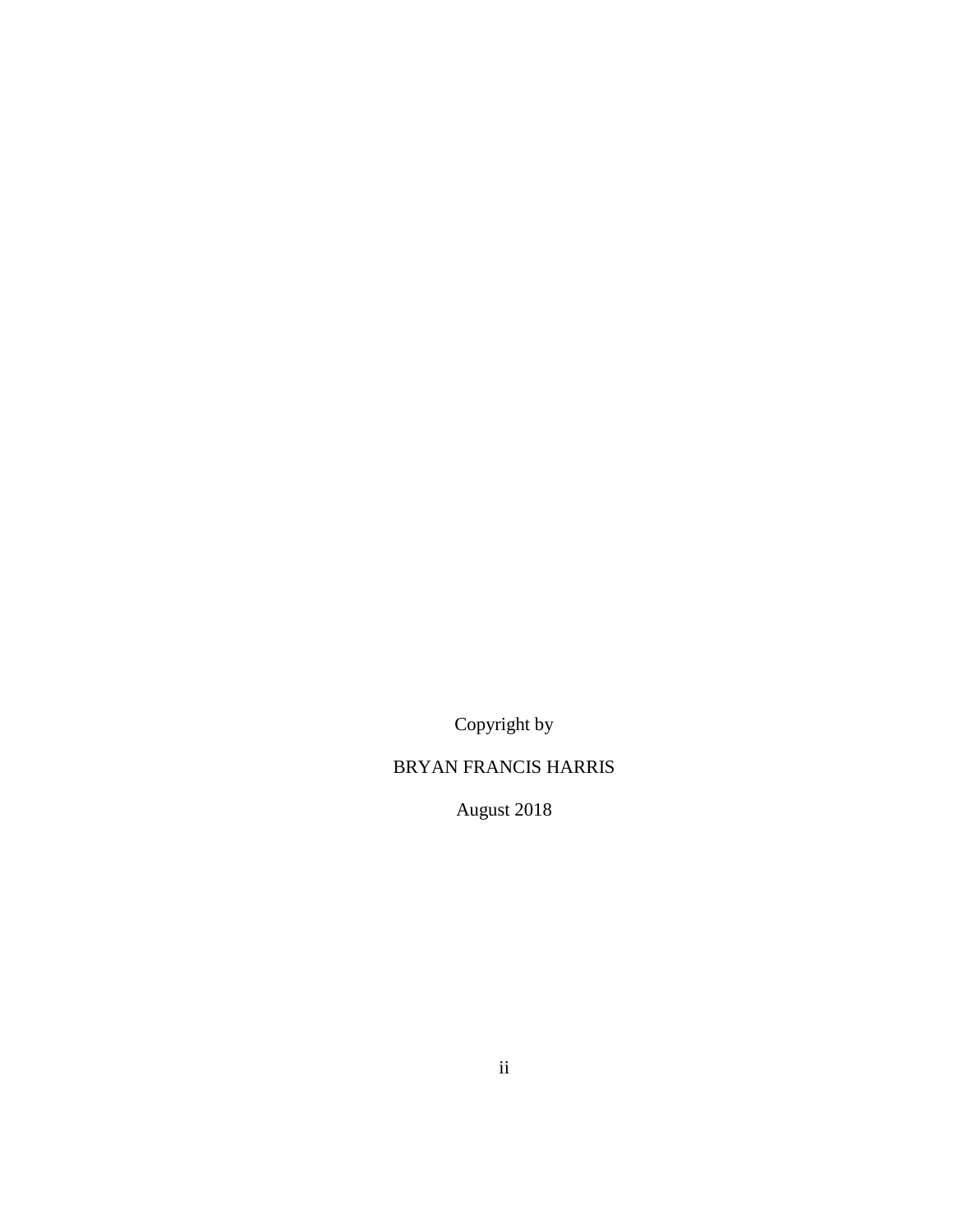Copyright by

BRYAN FRANCIS HARRIS

August 2018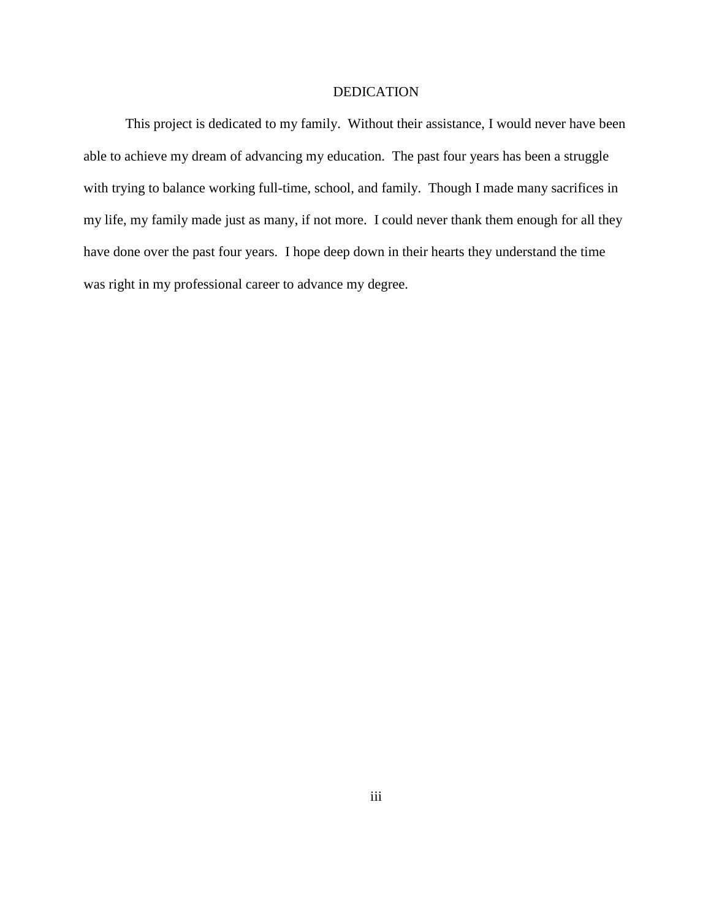# DEDICATION

This project is dedicated to my family. Without their assistance, I would never have been able to achieve my dream of advancing my education. The past four years has been a struggle with trying to balance working full-time, school, and family. Though I made many sacrifices in my life, my family made just as many, if not more. I could never thank them enough for all they have done over the past four years. I hope deep down in their hearts they understand the time was right in my professional career to advance my degree.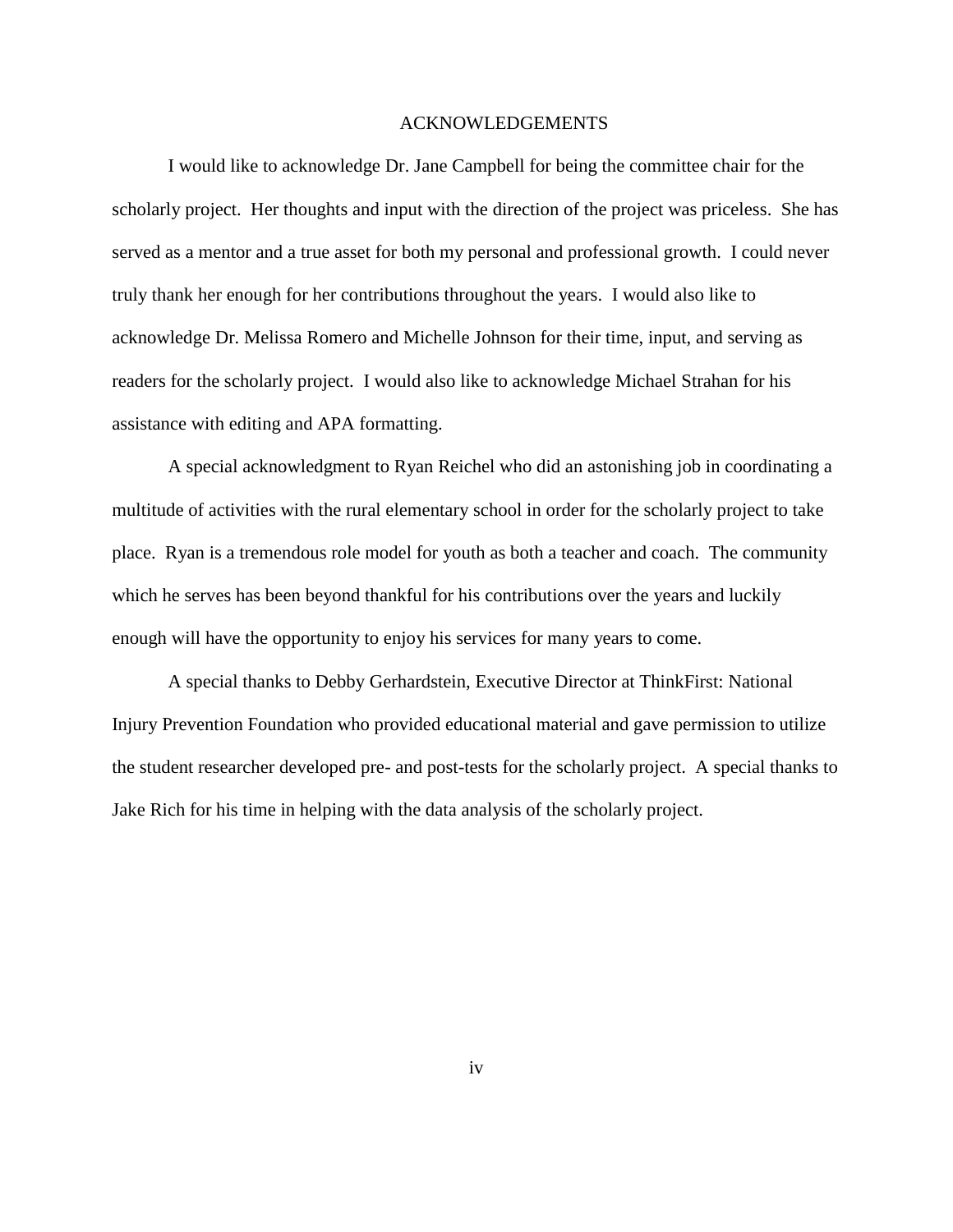# ACKNOWLEDGEMENTS

I would like to acknowledge Dr. Jane Campbell for being the committee chair for the scholarly project. Her thoughts and input with the direction of the project was priceless. She has served as a mentor and a true asset for both my personal and professional growth. I could never truly thank her enough for her contributions throughout the years. I would also like to acknowledge Dr. Melissa Romero and Michelle Johnson for their time, input, and serving as readers for the scholarly project. I would also like to acknowledge Michael Strahan for his assistance with editing and APA formatting.

A special acknowledgment to Ryan Reichel who did an astonishing job in coordinating a multitude of activities with the rural elementary school in order for the scholarly project to take place. Ryan is a tremendous role model for youth as both a teacher and coach. The community which he serves has been beyond thankful for his contributions over the years and luckily enough will have the opportunity to enjoy his services for many years to come.

A special thanks to Debby Gerhardstein, Executive Director at ThinkFirst: National Injury Prevention Foundation who provided educational material and gave permission to utilize the student researcher developed pre- and post-tests for the scholarly project. A special thanks to Jake Rich for his time in helping with the data analysis of the scholarly project.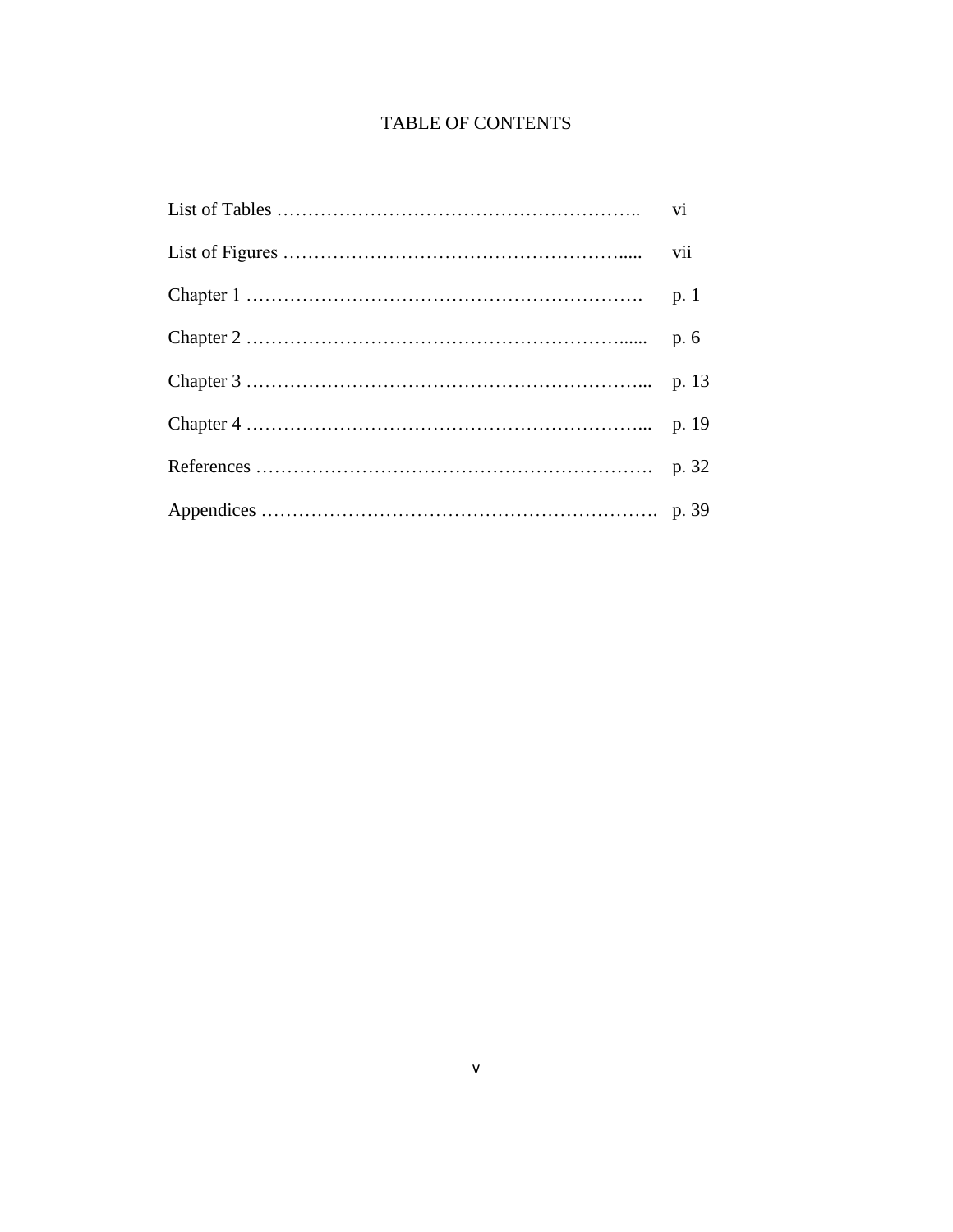# TABLE OF CONTENTS

| | |
|---|---|
| List of Tables …………………………………………………….. | vi |
| List of Figures …………………………………………….….. | vii |
| Chapter 1 ………………………………….……………………. | p. 1 |
| Chapter 2 ……………………………………………………...... | p. 6 |
| Chapter 3 ……………………………………………………….... | p. 13 |
| Chapter 4 ……………………………………………………….... | p. 19 |
| References ………………………………………………………. | p. 32 |
| Appendices ……………………………………………………… | p. 39 |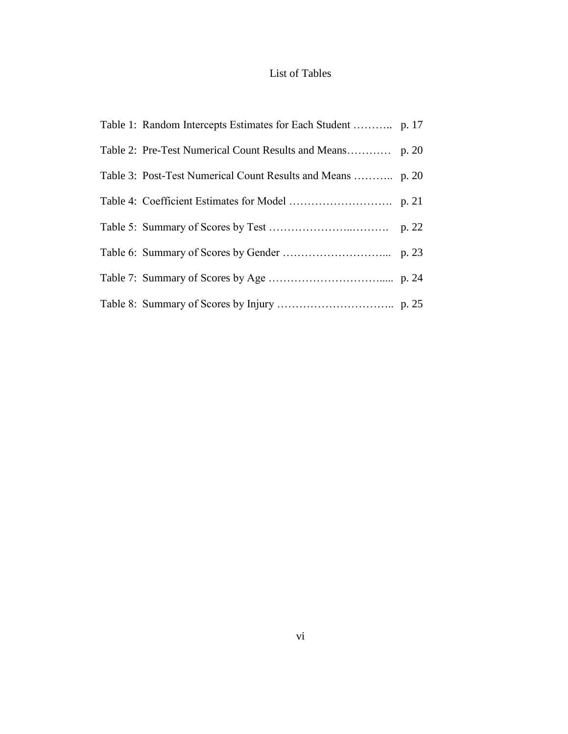# List of Tables

Table 1: Random Intercepts Estimates for Each Student ……….. p. 17

Table 2: Pre-Test Numerical Count Results and Means………… p. 20

Table 3: Post-Test Numerical Count Results and Means ……….. p. 20

Table 4: Coefficient Estimates for Model ………………………. p. 21

Table 5: Summary of Scores by Test ………………….………. p. 22

Table 6: Summary of Scores by Gender ………………………... p. 23

Table 7: Summary of Scores by Age …………………………..... p. 24

Table 8: Summary of Scores by Injury ………………………….. p. 25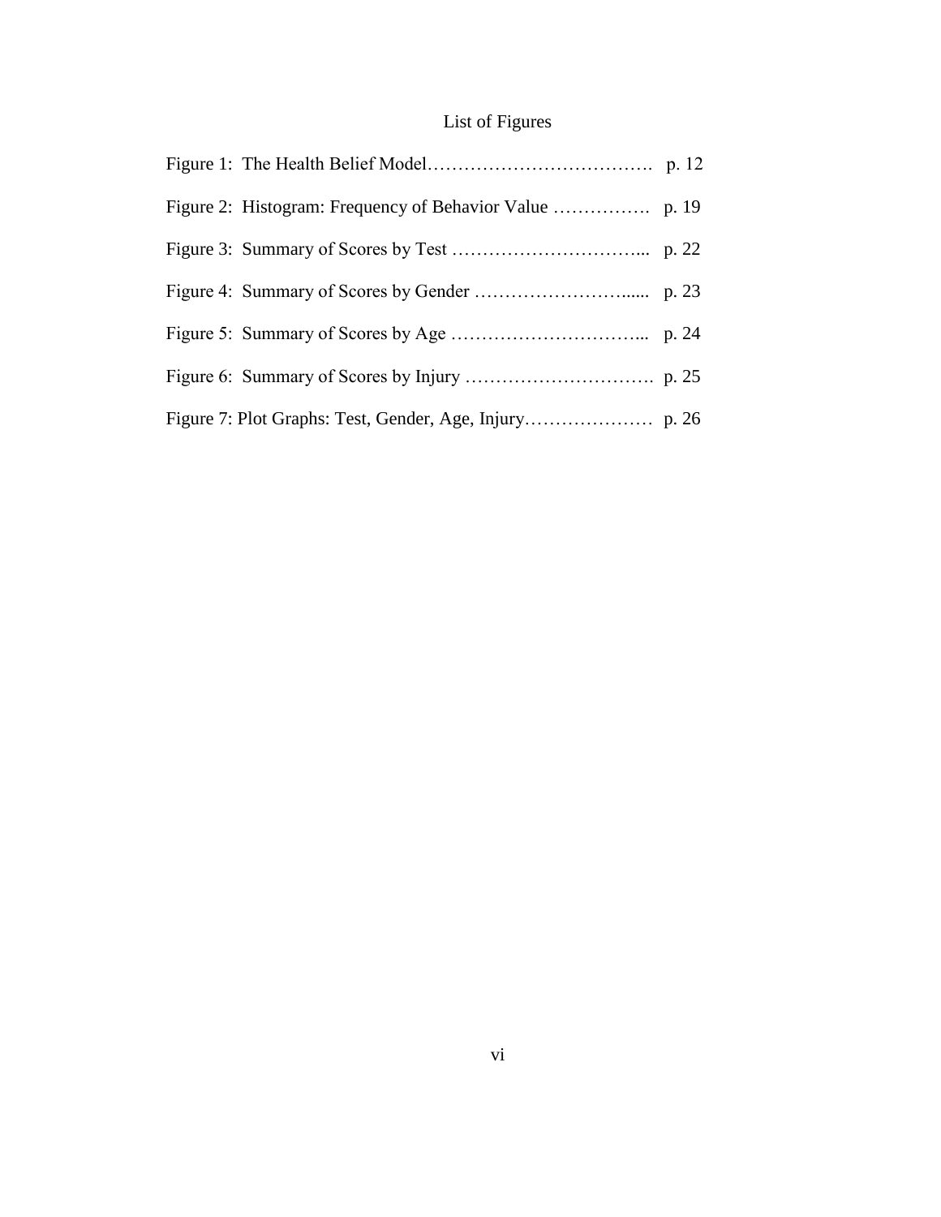# List of Figures

Figure 1: The Health Belief Model………………………………. p. 12

Figure 2: Histogram: Frequency of Behavior Value ……………. p. 19

Figure 3: Summary of Scores by Test …………………………... p. 22

Figure 4: Summary of Scores by Gender ……………………...... p. 23

Figure 5: Summary of Scores by Age …………………………... p. 24

Figure 6: Summary of Scores by Injury …………………………. p. 25

Figure 7: Plot Graphs: Test, Gender, Age, Injury………………… p. 26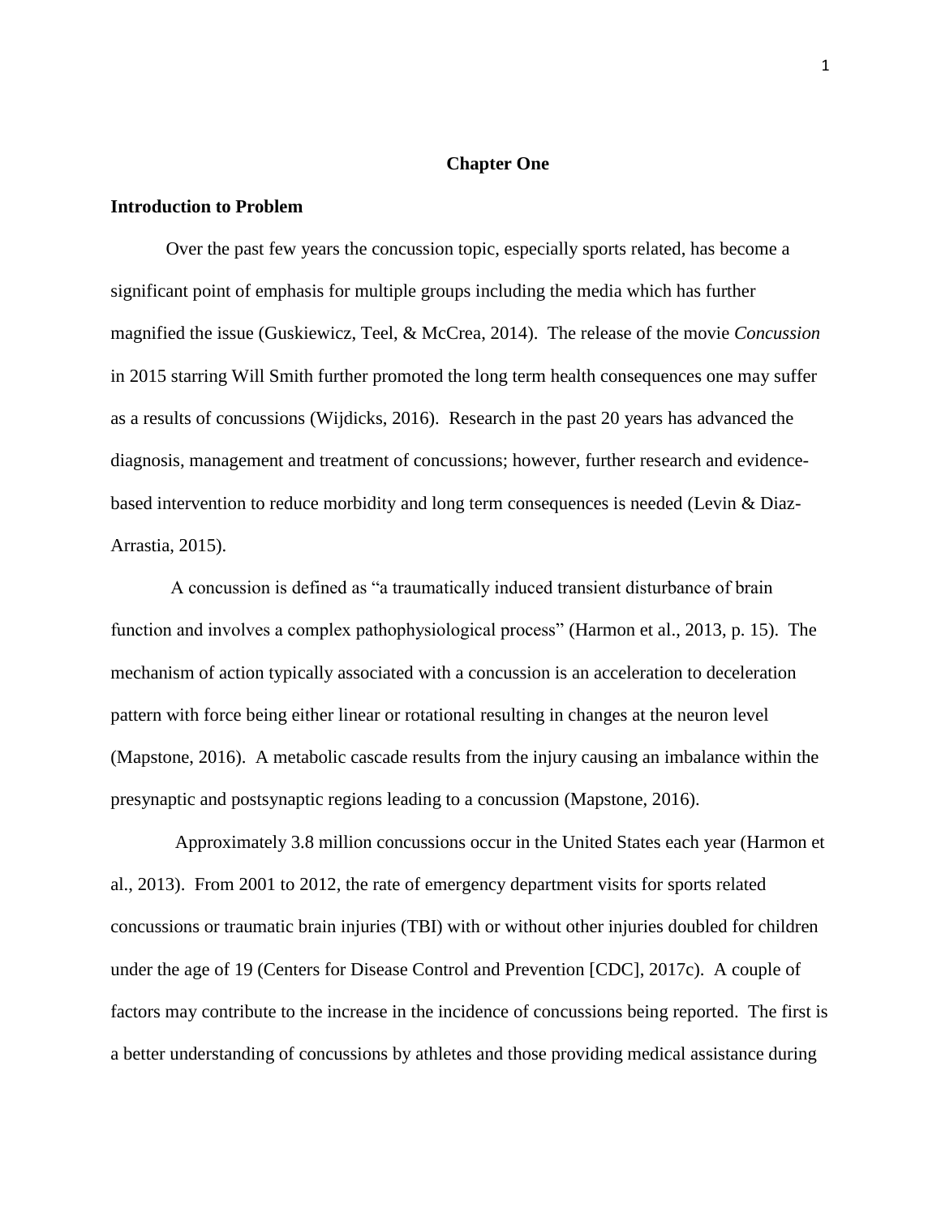# Chapter One

## Introduction to Problem

Over the past few years the concussion topic, especially sports related, has become a significant point of emphasis for multiple groups including the media which has further magnified the issue (Guskiewicz, Teel, & McCrea, 2014). The release of the movie *Concussion* in 2015 starring Will Smith further promoted the long term health consequences one may suffer as a results of concussions (Wijdicks, 2016). Research in the past 20 years has advanced the diagnosis, management and treatment of concussions; however, further research and evidence-based intervention to reduce morbidity and long term consequences is needed (Levin & Diaz-Arrastia, 2015).

A concussion is defined as "a traumatically induced transient disturbance of brain function and involves a complex pathophysiological process" (Harmon et al., 2013, p. 15). The mechanism of action typically associated with a concussion is an acceleration to deceleration pattern with force being either linear or rotational resulting in changes at the neuron level (Mapstone, 2016). A metabolic cascade results from the injury causing an imbalance within the presynaptic and postsynaptic regions leading to a concussion (Mapstone, 2016).

Approximately 3.8 million concussions occur in the United States each year (Harmon et al., 2013). From 2001 to 2012, the rate of emergency department visits for sports related concussions or traumatic brain injuries (TBI) with or without other injuries doubled for children under the age of 19 (Centers for Disease Control and Prevention [CDC], 2017c). A couple of factors may contribute to the increase in the incidence of concussions being reported. The first is a better understanding of concussions by athletes and those providing medical assistance during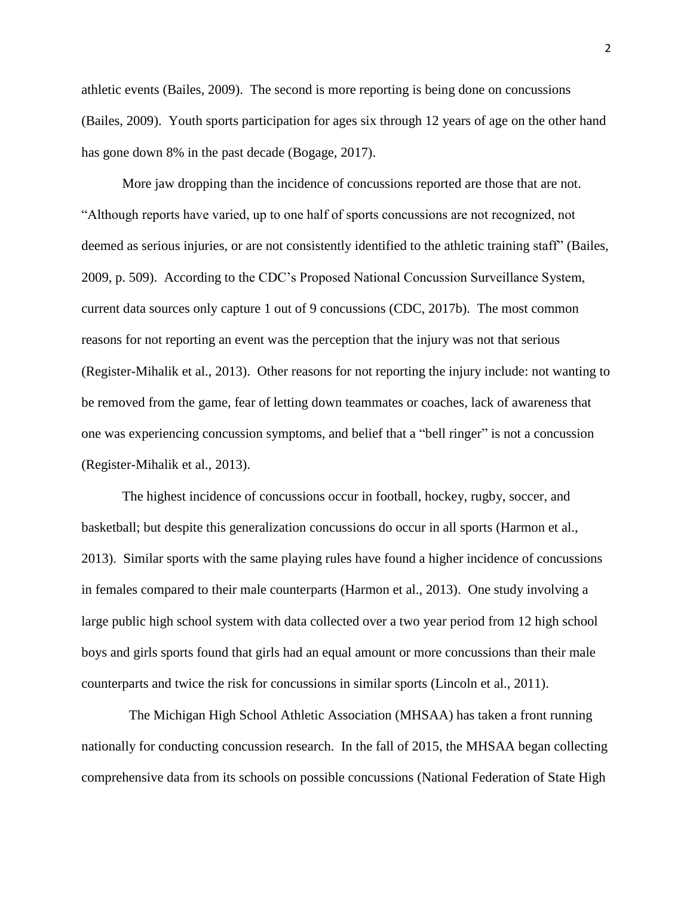athletic events (Bailes, 2009). The second is more reporting is being done on concussions (Bailes, 2009). Youth sports participation for ages six through 12 years of age on the other hand has gone down 8% in the past decade (Bogage, 2017).

More jaw dropping than the incidence of concussions reported are those that are not. "Although reports have varied, up to one half of sports concussions are not recognized, not deemed as serious injuries, or are not consistently identified to the athletic training staff" (Bailes, 2009, p. 509). According to the CDC's Proposed National Concussion Surveillance System, current data sources only capture 1 out of 9 concussions (CDC, 2017b). The most common reasons for not reporting an event was the perception that the injury was not that serious (Register-Mihalik et al., 2013). Other reasons for not reporting the injury include: not wanting to be removed from the game, fear of letting down teammates or coaches, lack of awareness that one was experiencing concussion symptoms, and belief that a "bell ringer" is not a concussion (Register-Mihalik et al., 2013).

The highest incidence of concussions occur in football, hockey, rugby, soccer, and basketball; but despite this generalization concussions do occur in all sports (Harmon et al., 2013). Similar sports with the same playing rules have found a higher incidence of concussions in females compared to their male counterparts (Harmon et al., 2013). One study involving a large public high school system with data collected over a two year period from 12 high school boys and girls sports found that girls had an equal amount or more concussions than their male counterparts and twice the risk for concussions in similar sports (Lincoln et al., 2011).

The Michigan High School Athletic Association (MHSAA) has taken a front running nationally for conducting concussion research. In the fall of 2015, the MHSAA began collecting comprehensive data from its schools on possible concussions (National Federation of State High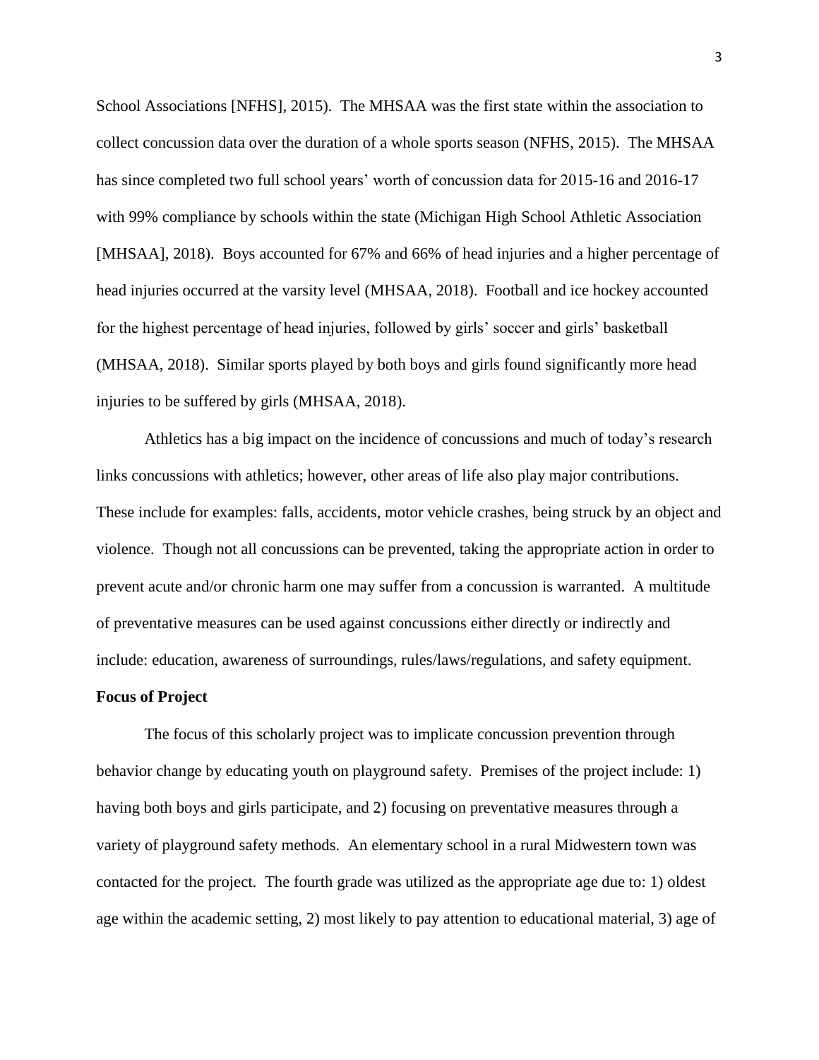School Associations [NFHS], 2015). The MHSAA was the first state within the association to collect concussion data over the duration of a whole sports season (NFHS, 2015). The MHSAA has since completed two full school years' worth of concussion data for 2015-16 and 2016-17 with 99% compliance by schools within the state (Michigan High School Athletic Association [MHSAA], 2018). Boys accounted for 67% and 66% of head injuries and a higher percentage of head injuries occurred at the varsity level (MHSAA, 2018). Football and ice hockey accounted for the highest percentage of head injuries, followed by girls' soccer and girls' basketball (MHSAA, 2018). Similar sports played by both boys and girls found significantly more head injuries to be suffered by girls (MHSAA, 2018).

Athletics has a big impact on the incidence of concussions and much of today's research links concussions with athletics; however, other areas of life also play major contributions. These include for examples: falls, accidents, motor vehicle crashes, being struck by an object and violence. Though not all concussions can be prevented, taking the appropriate action in order to prevent acute and/or chronic harm one may suffer from a concussion is warranted. A multitude of preventative measures can be used against concussions either directly or indirectly and include: education, awareness of surroundings, rules/laws/regulations, and safety equipment.

**Focus of Project**

The focus of this scholarly project was to implicate concussion prevention through behavior change by educating youth on playground safety. Premises of the project include: 1) having both boys and girls participate, and 2) focusing on preventative measures through a variety of playground safety methods. An elementary school in a rural Midwestern town was contacted for the project. The fourth grade was utilized as the appropriate age due to: 1) oldest age within the academic setting, 2) most likely to pay attention to educational material, 3) age of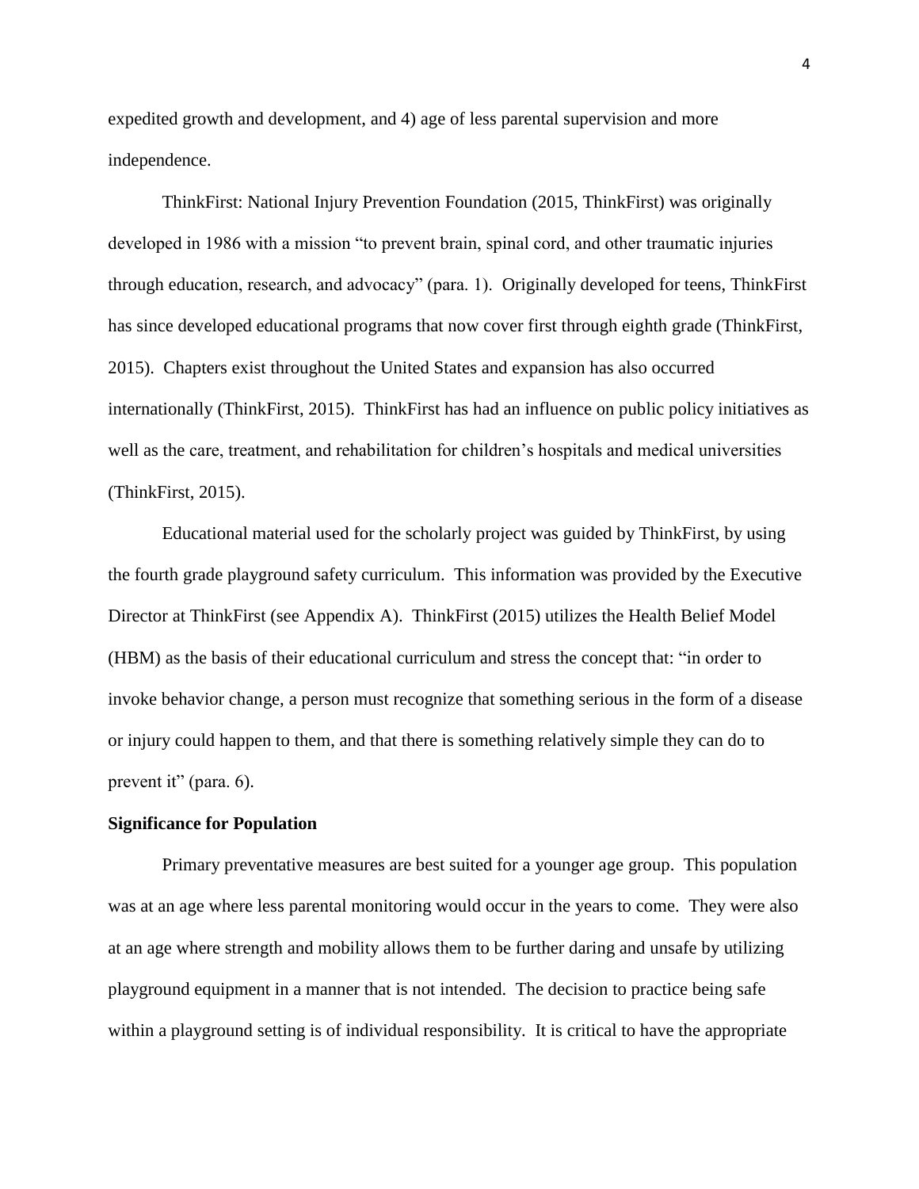expedited growth and development, and 4) age of less parental supervision and more independence.

ThinkFirst: National Injury Prevention Foundation (2015, ThinkFirst) was originally developed in 1986 with a mission "to prevent brain, spinal cord, and other traumatic injuries through education, research, and advocacy" (para. 1). Originally developed for teens, ThinkFirst has since developed educational programs that now cover first through eighth grade (ThinkFirst, 2015). Chapters exist throughout the United States and expansion has also occurred internationally (ThinkFirst, 2015). ThinkFirst has had an influence on public policy initiatives as well as the care, treatment, and rehabilitation for children's hospitals and medical universities (ThinkFirst, 2015).

Educational material used for the scholarly project was guided by ThinkFirst, by using the fourth grade playground safety curriculum. This information was provided by the Executive Director at ThinkFirst (see Appendix A). ThinkFirst (2015) utilizes the Health Belief Model (HBM) as the basis of their educational curriculum and stress the concept that: "in order to invoke behavior change, a person must recognize that something serious in the form of a disease or injury could happen to them, and that there is something relatively simple they can do to prevent it" (para. 6).

**Significance for Population**

Primary preventative measures are best suited for a younger age group. This population was at an age where less parental monitoring would occur in the years to come. They were also at an age where strength and mobility allows them to be further daring and unsafe by utilizing playground equipment in a manner that is not intended. The decision to practice being safe within a playground setting is of individual responsibility. It is critical to have the appropriate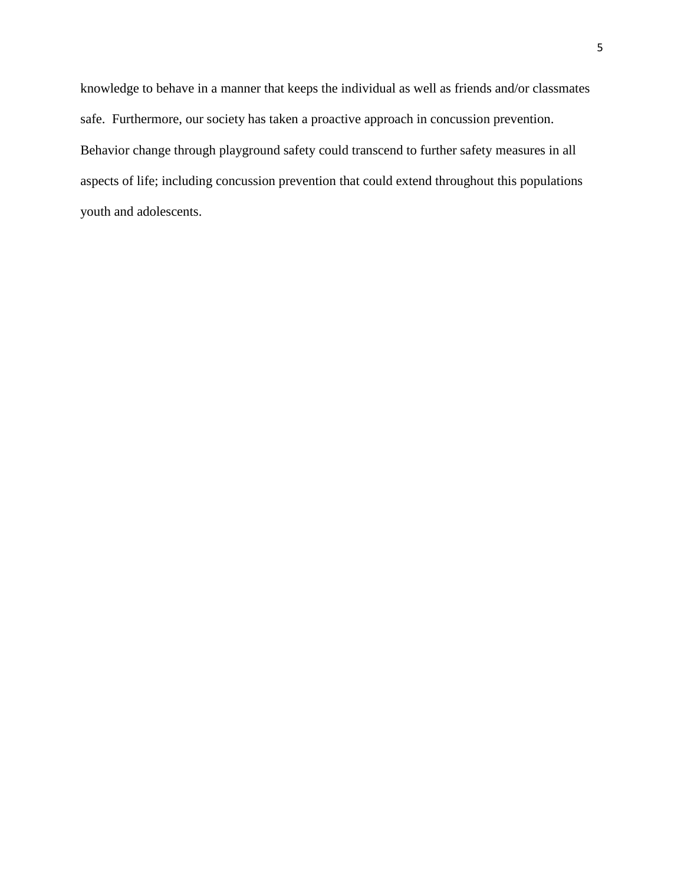knowledge to behave in a manner that keeps the individual as well as friends and/or classmates safe.  Furthermore, our society has taken a proactive approach in concussion prevention. Behavior change through playground safety could transcend to further safety measures in all aspects of life; including concussion prevention that could extend throughout this populations youth and adolescents.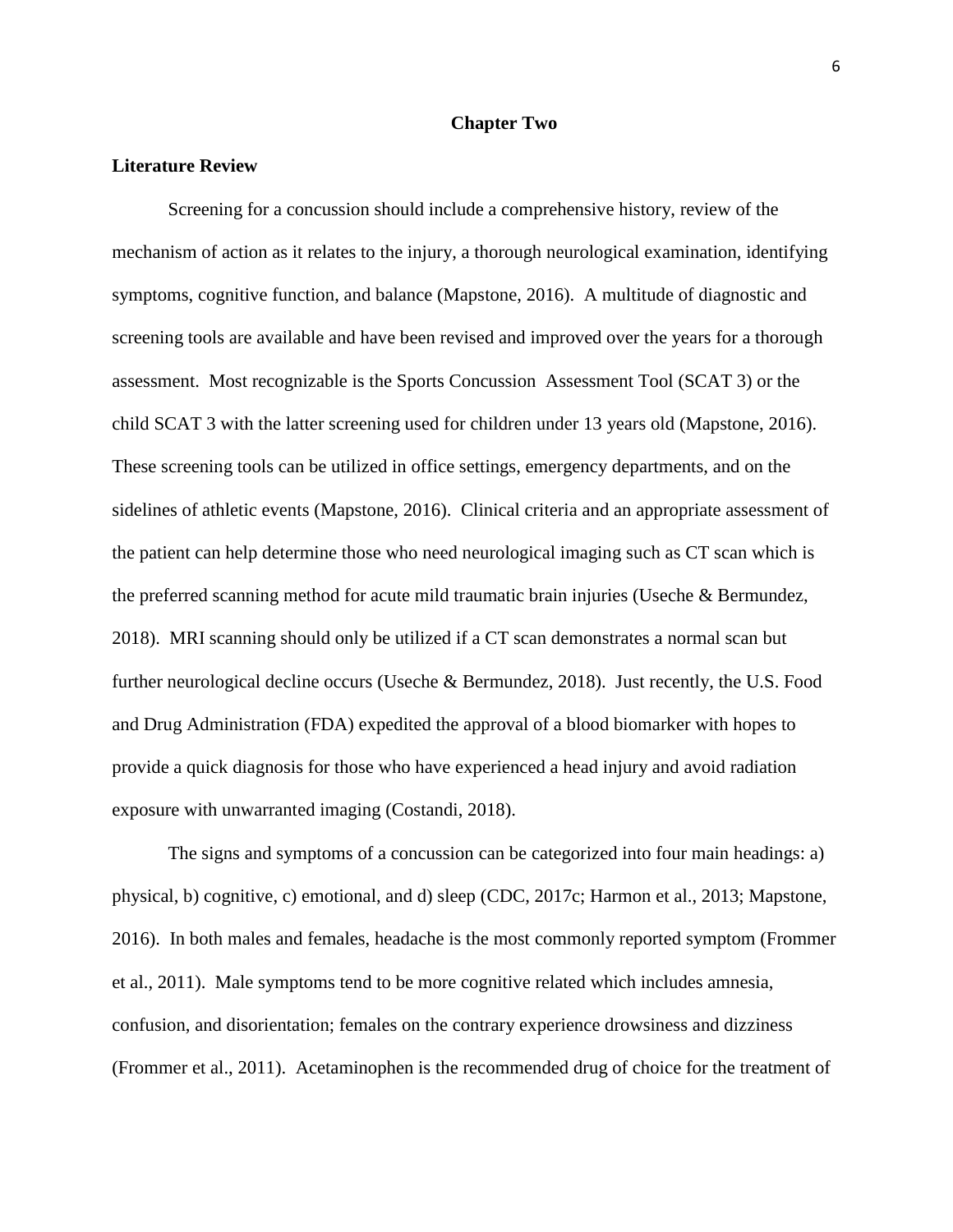# Chapter Two

## Literature Review

Screening for a concussion should include a comprehensive history, review of the mechanism of action as it relates to the injury, a thorough neurological examination, identifying symptoms, cognitive function, and balance (Mapstone, 2016). A multitude of diagnostic and screening tools are available and have been revised and improved over the years for a thorough assessment. Most recognizable is the Sports Concussion Assessment Tool (SCAT 3) or the child SCAT 3 with the latter screening used for children under 13 years old (Mapstone, 2016). These screening tools can be utilized in office settings, emergency departments, and on the sidelines of athletic events (Mapstone, 2016). Clinical criteria and an appropriate assessment of the patient can help determine those who need neurological imaging such as CT scan which is the preferred scanning method for acute mild traumatic brain injuries (Useche & Bermundez, 2018). MRI scanning should only be utilized if a CT scan demonstrates a normal scan but further neurological decline occurs (Useche & Bermundez, 2018). Just recently, the U.S. Food and Drug Administration (FDA) expedited the approval of a blood biomarker with hopes to provide a quick diagnosis for those who have experienced a head injury and avoid radiation exposure with unwarranted imaging (Costandi, 2018).

The signs and symptoms of a concussion can be categorized into four main headings: a) physical, b) cognitive, c) emotional, and d) sleep (CDC, 2017c; Harmon et al., 2013; Mapstone, 2016). In both males and females, headache is the most commonly reported symptom (Frommer et al., 2011). Male symptoms tend to be more cognitive related which includes amnesia, confusion, and disorientation; females on the contrary experience drowsiness and dizziness (Frommer et al., 2011). Acetaminophen is the recommended drug of choice for the treatment of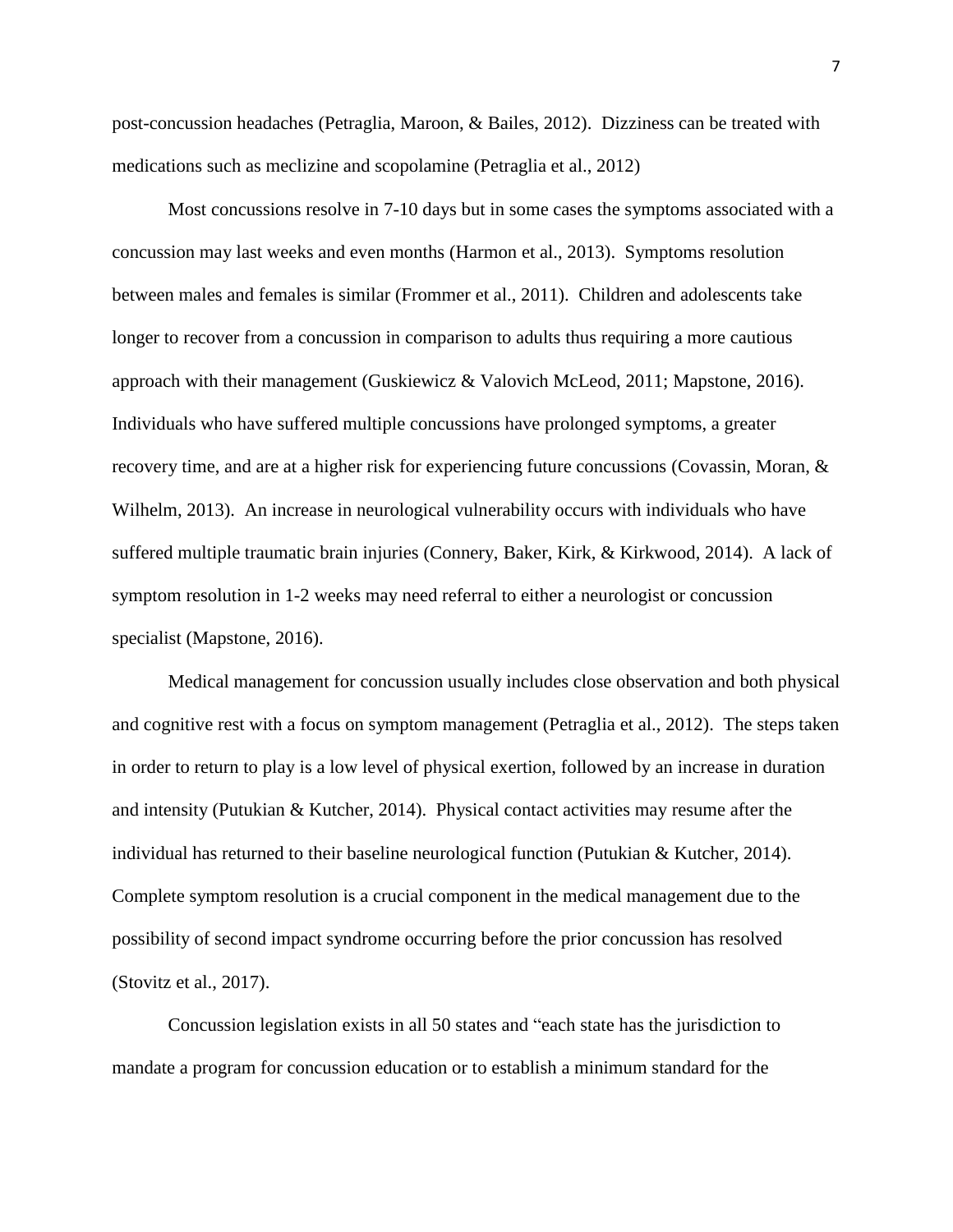post-concussion headaches (Petraglia, Maroon, & Bailes, 2012). Dizziness can be treated with medications such as meclizine and scopolamine (Petraglia et al., 2012)

Most concussions resolve in 7-10 days but in some cases the symptoms associated with a concussion may last weeks and even months (Harmon et al., 2013). Symptoms resolution between males and females is similar (Frommer et al., 2011). Children and adolescents take longer to recover from a concussion in comparison to adults thus requiring a more cautious approach with their management (Guskiewicz & Valovich McLeod, 2011; Mapstone, 2016). Individuals who have suffered multiple concussions have prolonged symptoms, a greater recovery time, and are at a higher risk for experiencing future concussions (Covassin, Moran, & Wilhelm, 2013). An increase in neurological vulnerability occurs with individuals who have suffered multiple traumatic brain injuries (Connery, Baker, Kirk, & Kirkwood, 2014). A lack of symptom resolution in 1-2 weeks may need referral to either a neurologist or concussion specialist (Mapstone, 2016).

Medical management for concussion usually includes close observation and both physical and cognitive rest with a focus on symptom management (Petraglia et al., 2012). The steps taken in order to return to play is a low level of physical exertion, followed by an increase in duration and intensity (Putukian & Kutcher, 2014). Physical contact activities may resume after the individual has returned to their baseline neurological function (Putukian & Kutcher, 2014). Complete symptom resolution is a crucial component in the medical management due to the possibility of second impact syndrome occurring before the prior concussion has resolved (Stovitz et al., 2017).

Concussion legislation exists in all 50 states and "each state has the jurisdiction to mandate a program for concussion education or to establish a minimum standard for the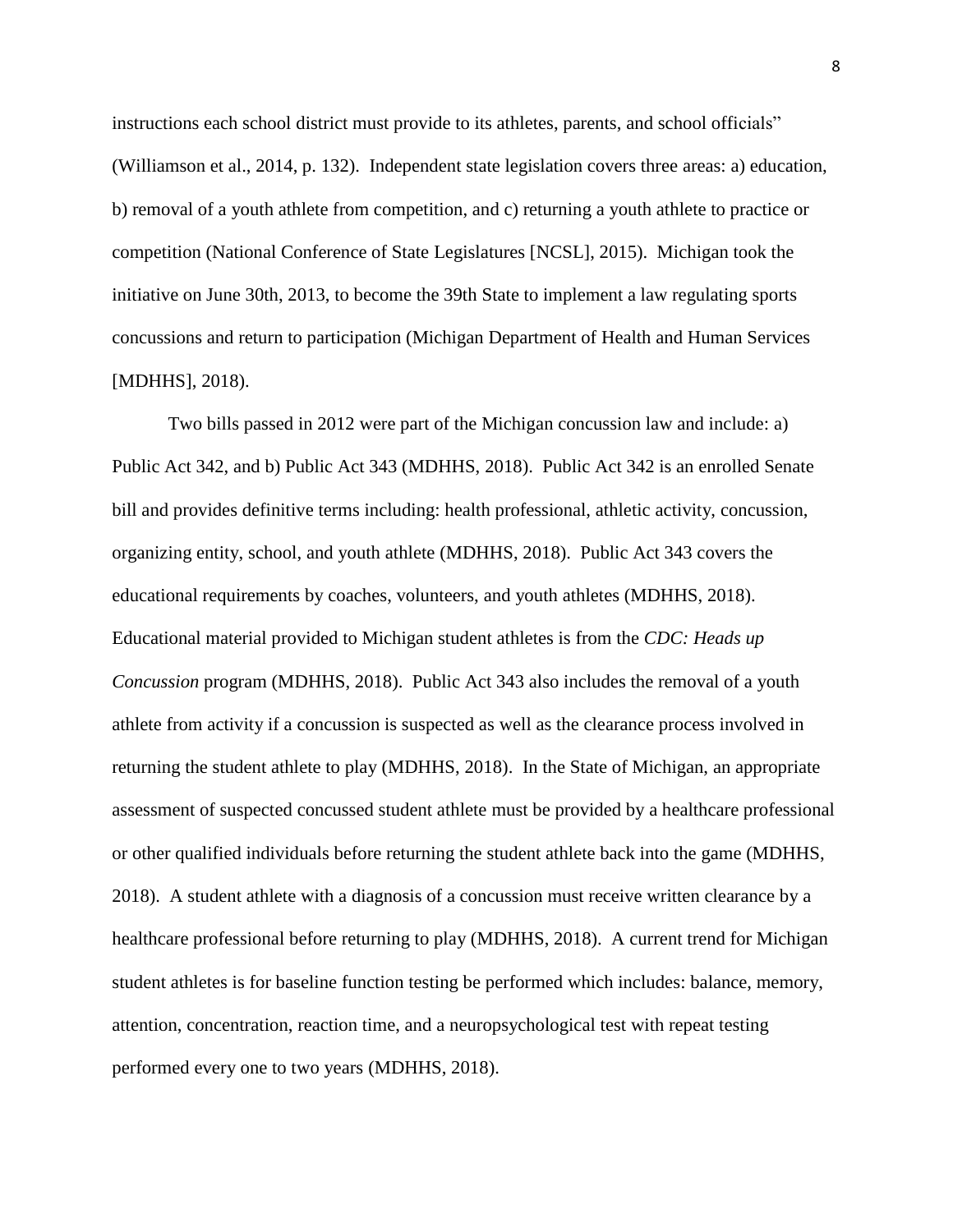instructions each school district must provide to its athletes, parents, and school officials" (Williamson et al., 2014, p. 132). Independent state legislation covers three areas: a) education, b) removal of a youth athlete from competition, and c) returning a youth athlete to practice or competition (National Conference of State Legislatures [NCSL], 2015). Michigan took the initiative on June 30th, 2013, to become the 39th State to implement a law regulating sports concussions and return to participation (Michigan Department of Health and Human Services [MDHHS], 2018).

Two bills passed in 2012 were part of the Michigan concussion law and include: a) Public Act 342, and b) Public Act 343 (MDHHS, 2018). Public Act 342 is an enrolled Senate bill and provides definitive terms including: health professional, athletic activity, concussion, organizing entity, school, and youth athlete (MDHHS, 2018). Public Act 343 covers the educational requirements by coaches, volunteers, and youth athletes (MDHHS, 2018). Educational material provided to Michigan student athletes is from the *CDC: Heads up Concussion* program (MDHHS, 2018). Public Act 343 also includes the removal of a youth athlete from activity if a concussion is suspected as well as the clearance process involved in returning the student athlete to play (MDHHS, 2018). In the State of Michigan, an appropriate assessment of suspected concussed student athlete must be provided by a healthcare professional or other qualified individuals before returning the student athlete back into the game (MDHHS, 2018). A student athlete with a diagnosis of a concussion must receive written clearance by a healthcare professional before returning to play (MDHHS, 2018). A current trend for Michigan student athletes is for baseline function testing be performed which includes: balance, memory, attention, concentration, reaction time, and a neuropsychological test with repeat testing performed every one to two years (MDHHS, 2018).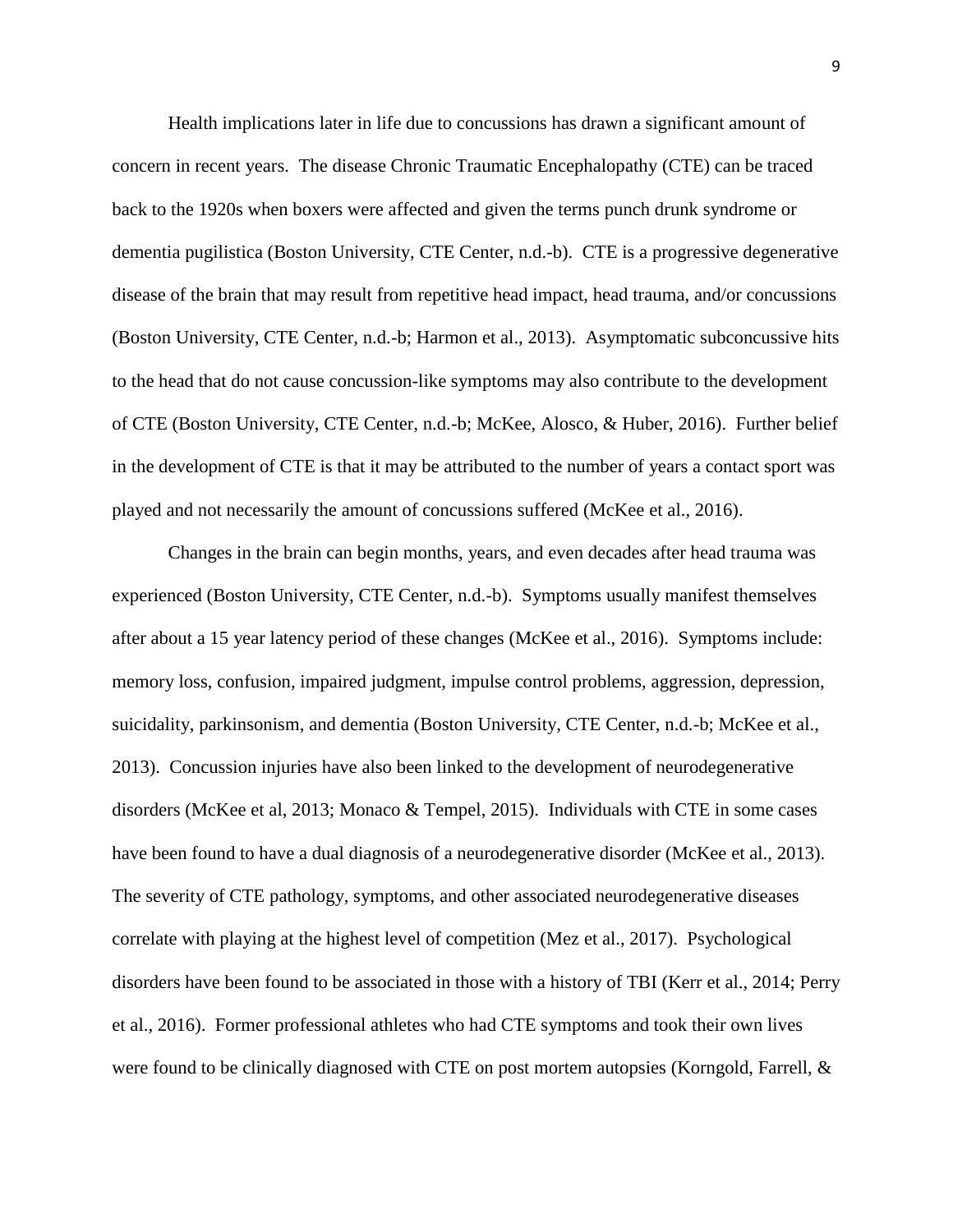Health implications later in life due to concussions has drawn a significant amount of concern in recent years. The disease Chronic Traumatic Encephalopathy (CTE) can be traced back to the 1920s when boxers were affected and given the terms punch drunk syndrome or dementia pugilistica (Boston University, CTE Center, n.d.-b). CTE is a progressive degenerative disease of the brain that may result from repetitive head impact, head trauma, and/or concussions (Boston University, CTE Center, n.d.-b; Harmon et al., 2013). Asymptomatic subconcussive hits to the head that do not cause concussion-like symptoms may also contribute to the development of CTE (Boston University, CTE Center, n.d.-b; McKee, Alosco, & Huber, 2016). Further belief in the development of CTE is that it may be attributed to the number of years a contact sport was played and not necessarily the amount of concussions suffered (McKee et al., 2016).

Changes in the brain can begin months, years, and even decades after head trauma was experienced (Boston University, CTE Center, n.d.-b). Symptoms usually manifest themselves after about a 15 year latency period of these changes (McKee et al., 2016). Symptoms include: memory loss, confusion, impaired judgment, impulse control problems, aggression, depression, suicidality, parkinsonism, and dementia (Boston University, CTE Center, n.d.-b; McKee et al., 2013). Concussion injuries have also been linked to the development of neurodegenerative disorders (McKee et al, 2013; Monaco & Tempel, 2015). Individuals with CTE in some cases have been found to have a dual diagnosis of a neurodegenerative disorder (McKee et al., 2013). The severity of CTE pathology, symptoms, and other associated neurodegenerative diseases correlate with playing at the highest level of competition (Mez et al., 2017). Psychological disorders have been found to be associated in those with a history of TBI (Kerr et al., 2014; Perry et al., 2016). Former professional athletes who had CTE symptoms and took their own lives were found to be clinically diagnosed with CTE on post mortem autopsies (Korngold, Farrell, &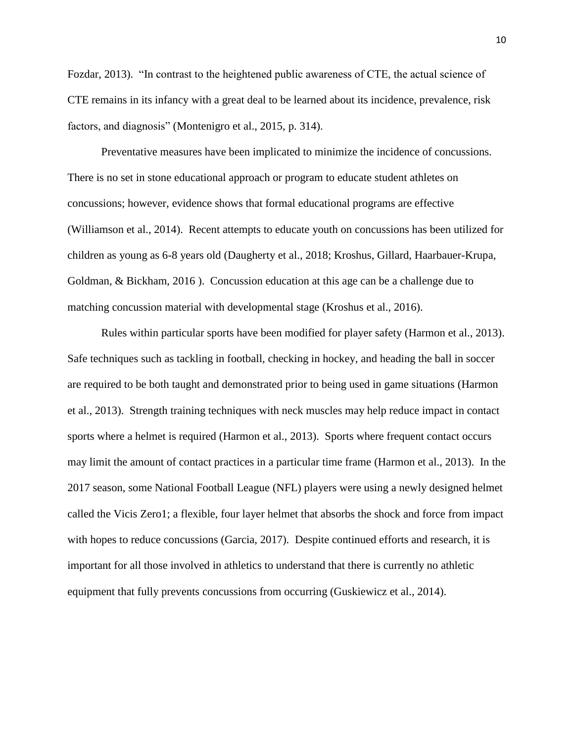Fozdar, 2013). “In contrast to the heightened public awareness of CTE, the actual science of CTE remains in its infancy with a great deal to be learned about its incidence, prevalence, risk factors, and diagnosis” (Montenigro et al., 2015, p. 314).

Preventative measures have been implicated to minimize the incidence of concussions. There is no set in stone educational approach or program to educate student athletes on concussions; however, evidence shows that formal educational programs are effective (Williamson et al., 2014). Recent attempts to educate youth on concussions has been utilized for children as young as 6-8 years old (Daugherty et al., 2018; Kroshus, Gillard, Haarbauer-Krupa, Goldman, & Bickham, 2016 ). Concussion education at this age can be a challenge due to matching concussion material with developmental stage (Kroshus et al., 2016).

Rules within particular sports have been modified for player safety (Harmon et al., 2013). Safe techniques such as tackling in football, checking in hockey, and heading the ball in soccer are required to be both taught and demonstrated prior to being used in game situations (Harmon et al., 2013). Strength training techniques with neck muscles may help reduce impact in contact sports where a helmet is required (Harmon et al., 2013). Sports where frequent contact occurs may limit the amount of contact practices in a particular time frame (Harmon et al., 2013). In the 2017 season, some National Football League (NFL) players were using a newly designed helmet called the Vicis Zero1; a flexible, four layer helmet that absorbs the shock and force from impact with hopes to reduce concussions (Garcia, 2017). Despite continued efforts and research, it is important for all those involved in athletics to understand that there is currently no athletic equipment that fully prevents concussions from occurring (Guskiewicz et al., 2014).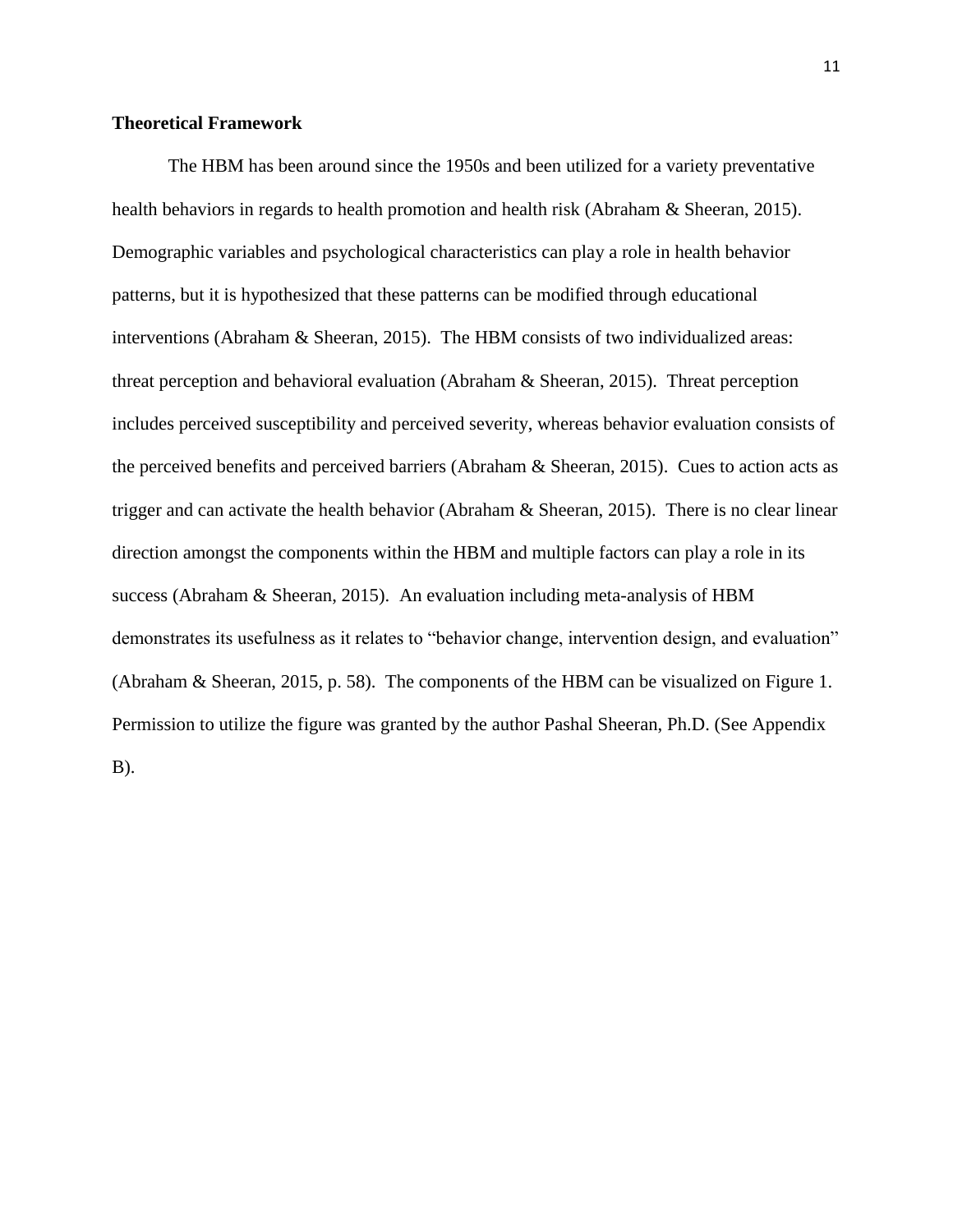**Theoretical Framework**

The HBM has been around since the 1950s and been utilized for a variety preventative health behaviors in regards to health promotion and health risk (Abraham & Sheeran, 2015). Demographic variables and psychological characteristics can play a role in health behavior patterns, but it is hypothesized that these patterns can be modified through educational interventions (Abraham & Sheeran, 2015). The HBM consists of two individualized areas: threat perception and behavioral evaluation (Abraham & Sheeran, 2015). Threat perception includes perceived susceptibility and perceived severity, whereas behavior evaluation consists of the perceived benefits and perceived barriers (Abraham & Sheeran, 2015). Cues to action acts as trigger and can activate the health behavior (Abraham & Sheeran, 2015). There is no clear linear direction amongst the components within the HBM and multiple factors can play a role in its success (Abraham & Sheeran, 2015). An evaluation including meta-analysis of HBM demonstrates its usefulness as it relates to "behavior change, intervention design, and evaluation" (Abraham & Sheeran, 2015, p. 58). The components of the HBM can be visualized on Figure 1. Permission to utilize the figure was granted by the author Pashal Sheeran, Ph.D. (See Appendix B).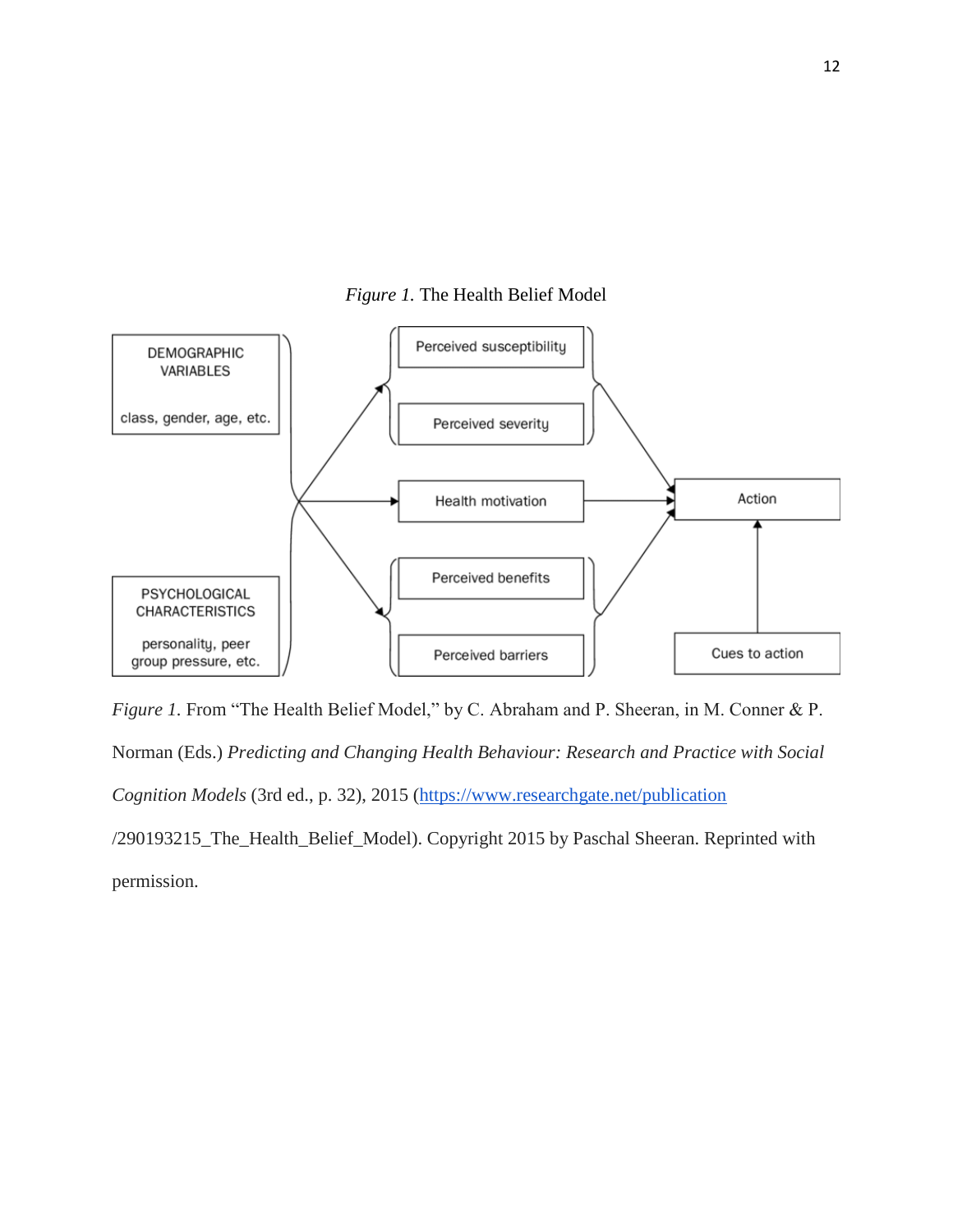*Figure 1.* The Health Belief Model

DEMOGRAPHIC VARIABLES

class, gender, age, etc.

PSYCHOLOGICAL CHARACTERISTICS

personality, peer group pressure, etc.

Perceived susceptibility

Perceived severity

Health motivation

Perceived benefits

Perceived barriers

Action

Cues to action

*Figure 1.* From "The Health Belief Model," by C. Abraham and P. Sheeran, in M. Conner & P. Norman (Eds.) *Predicting and Changing Health Behaviour: Research and Practice with Social Cognition Models* (3rd ed., p. 32), 2015 (https://www.researchgate.net/publication/290193215_The_Health_Belief_Model). Copyright 2015 by Paschal Sheeran. Reprinted with permission.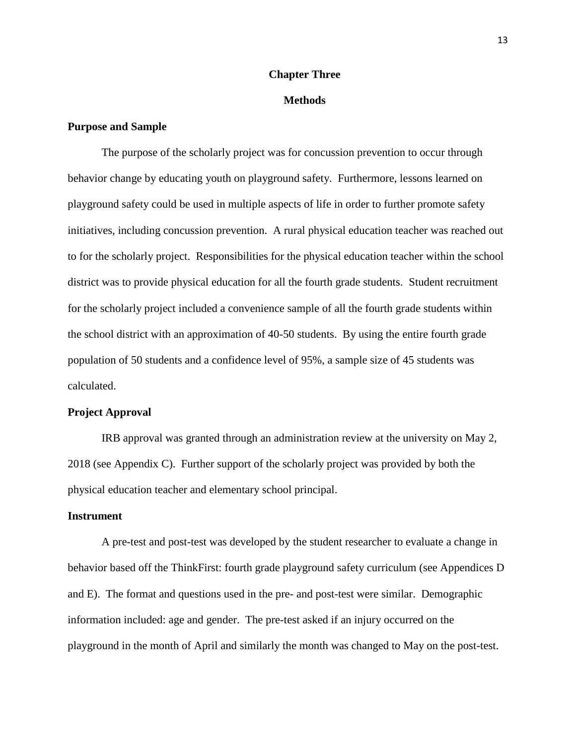# Chapter Three

## Methods

### Purpose and Sample

The purpose of the scholarly project was for concussion prevention to occur through behavior change by educating youth on playground safety. Furthermore, lessons learned on playground safety could be used in multiple aspects of life in order to further promote safety initiatives, including concussion prevention. A rural physical education teacher was reached out to for the scholarly project. Responsibilities for the physical education teacher within the school district was to provide physical education for all the fourth grade students. Student recruitment for the scholarly project included a convenience sample of all the fourth grade students within the school district with an approximation of 40-50 students. By using the entire fourth grade population of 50 students and a confidence level of 95%, a sample size of 45 students was calculated.

### Project Approval

IRB approval was granted through an administration review at the university on May 2, 2018 (see Appendix C). Further support of the scholarly project was provided by both the physical education teacher and elementary school principal.

### Instrument

A pre-test and post-test was developed by the student researcher to evaluate a change in behavior based off the ThinkFirst: fourth grade playground safety curriculum (see Appendices D and E). The format and questions used in the pre- and post-test were similar. Demographic information included: age and gender. The pre-test asked if an injury occurred on the playground in the month of April and similarly the month was changed to May on the post-test.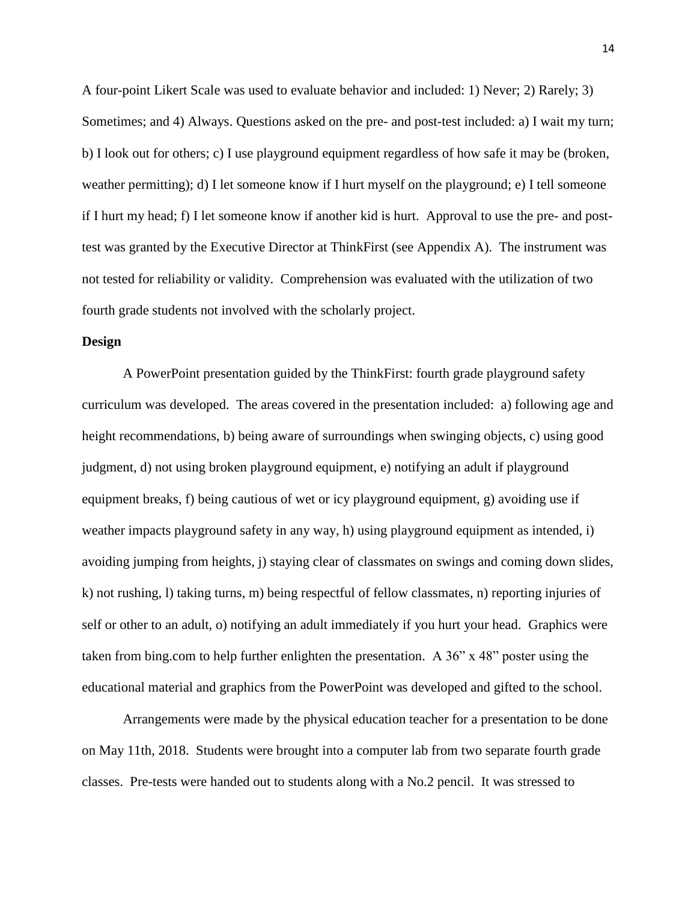A four-point Likert Scale was used to evaluate behavior and included: 1) Never; 2) Rarely; 3) Sometimes; and 4) Always. Questions asked on the pre- and post-test included: a) I wait my turn; b) I look out for others; c) I use playground equipment regardless of how safe it may be (broken, weather permitting); d) I let someone know if I hurt myself on the playground; e) I tell someone if I hurt my head; f) I let someone know if another kid is hurt. Approval to use the pre- and post-test was granted by the Executive Director at ThinkFirst (see Appendix A). The instrument was not tested for reliability or validity. Comprehension was evaluated with the utilization of two fourth grade students not involved with the scholarly project.

**Design**

A PowerPoint presentation guided by the ThinkFirst: fourth grade playground safety curriculum was developed. The areas covered in the presentation included: a) following age and height recommendations, b) being aware of surroundings when swinging objects, c) using good judgment, d) not using broken playground equipment, e) notifying an adult if playground equipment breaks, f) being cautious of wet or icy playground equipment, g) avoiding use if weather impacts playground safety in any way, h) using playground equipment as intended, i) avoiding jumping from heights, j) staying clear of classmates on swings and coming down slides, k) not rushing, l) taking turns, m) being respectful of fellow classmates, n) reporting injuries of self or other to an adult, o) notifying an adult immediately if you hurt your head. Graphics were taken from bing.com to help further enlighten the presentation. A 36" x 48" poster using the educational material and graphics from the PowerPoint was developed and gifted to the school.

Arrangements were made by the physical education teacher for a presentation to be done on May 11th, 2018. Students were brought into a computer lab from two separate fourth grade classes. Pre-tests were handed out to students along with a No.2 pencil. It was stressed to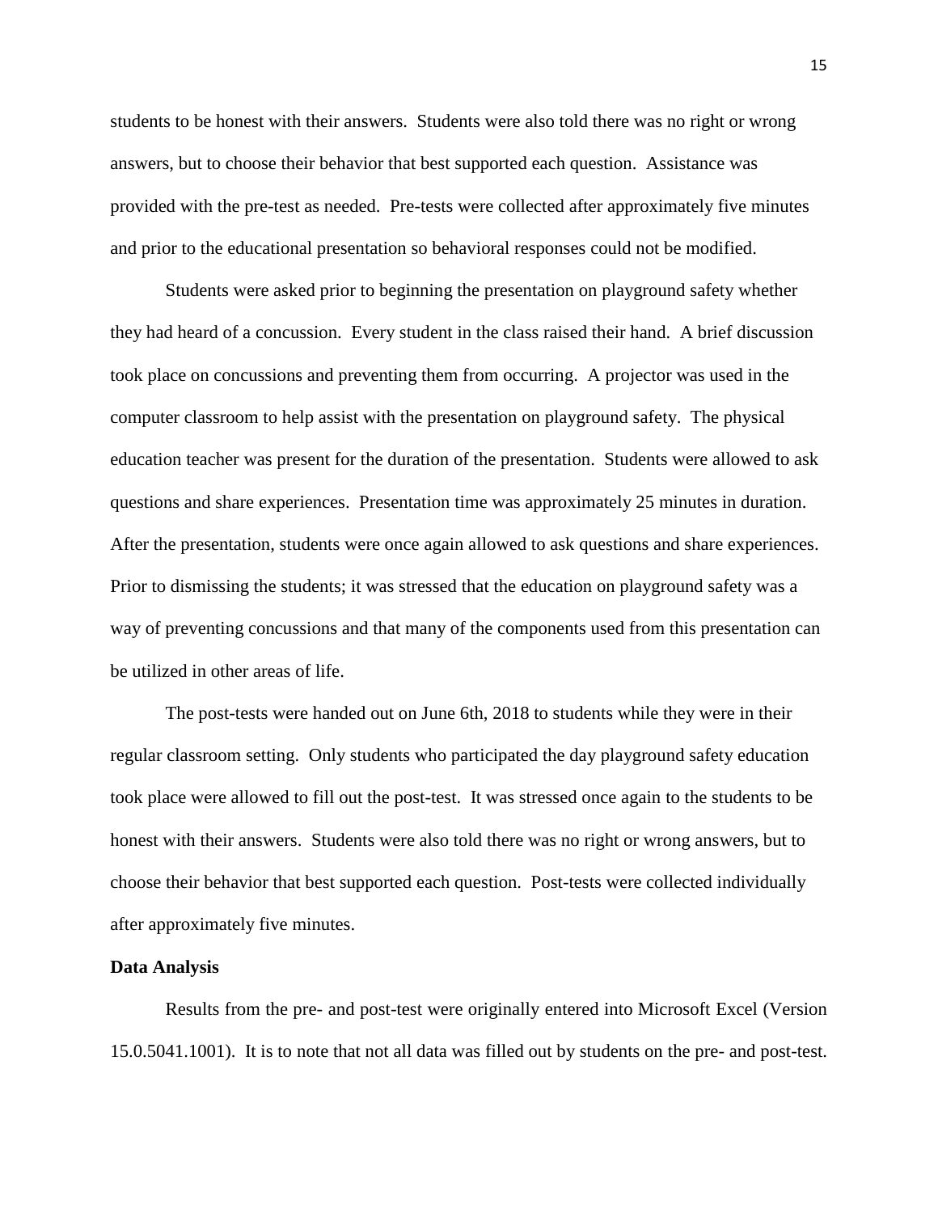students to be honest with their answers. Students were also told there was no right or wrong answers, but to choose their behavior that best supported each question. Assistance was provided with the pre-test as needed. Pre-tests were collected after approximately five minutes and prior to the educational presentation so behavioral responses could not be modified.

Students were asked prior to beginning the presentation on playground safety whether they had heard of a concussion. Every student in the class raised their hand. A brief discussion took place on concussions and preventing them from occurring. A projector was used in the computer classroom to help assist with the presentation on playground safety. The physical education teacher was present for the duration of the presentation. Students were allowed to ask questions and share experiences. Presentation time was approximately 25 minutes in duration. After the presentation, students were once again allowed to ask questions and share experiences. Prior to dismissing the students; it was stressed that the education on playground safety was a way of preventing concussions and that many of the components used from this presentation can be utilized in other areas of life.

The post-tests were handed out on June 6th, 2018 to students while they were in their regular classroom setting. Only students who participated the day playground safety education took place were allowed to fill out the post-test. It was stressed once again to the students to be honest with their answers. Students were also told there was no right or wrong answers, but to choose their behavior that best supported each question. Post-tests were collected individually after approximately five minutes.

**Data Analysis**

Results from the pre- and post-test were originally entered into Microsoft Excel (Version 15.0.5041.1001). It is to note that not all data was filled out by students on the pre- and post-test.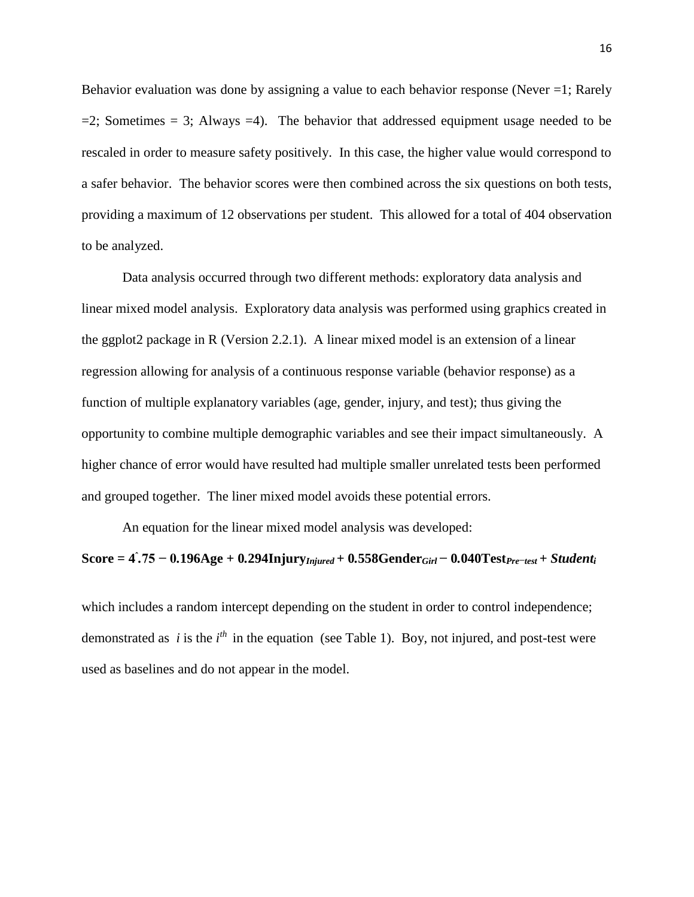Behavior evaluation was done by assigning a value to each behavior response (Never =1; Rarely =2; Sometimes = 3; Always =4). The behavior that addressed equipment usage needed to be rescaled in order to measure safety positively. In this case, the higher value would correspond to a safer behavior. The behavior scores were then combined across the six questions on both tests, providing a maximum of 12 observations per student. This allowed for a total of 404 observation to be analyzed.

Data analysis occurred through two different methods: exploratory data analysis and linear mixed model analysis. Exploratory data analysis was performed using graphics created in the ggplot2 package in R (Version 2.2.1). A linear mixed model is an extension of a linear regression allowing for analysis of a continuous response variable (behavior response) as a function of multiple explanatory variables (age, gender, injury, and test); thus giving the opportunity to combine multiple demographic variables and see their impact simultaneously. A higher chance of error would have resulted had multiple smaller unrelated tests been performed and grouped together. The liner mixed model avoids these potential errors.

An equation for the linear mixed model analysis was developed:

$$\textbf{Score} = \hat{4}.75 - 0.196\textbf{Age} + 0.294\textbf{Injury}_{Injured} + 0.558\textbf{Gender}_{Girl} - 0.040\textbf{Test}_{Pre-test} + \textbf{\textit{Student}}_{i}$$

which includes a random intercept depending on the student in order to control independence; demonstrated as $i$ is the $i^{th}$ in the equation (see Table 1). Boy, not injured, and post-test were used as baselines and do not appear in the model.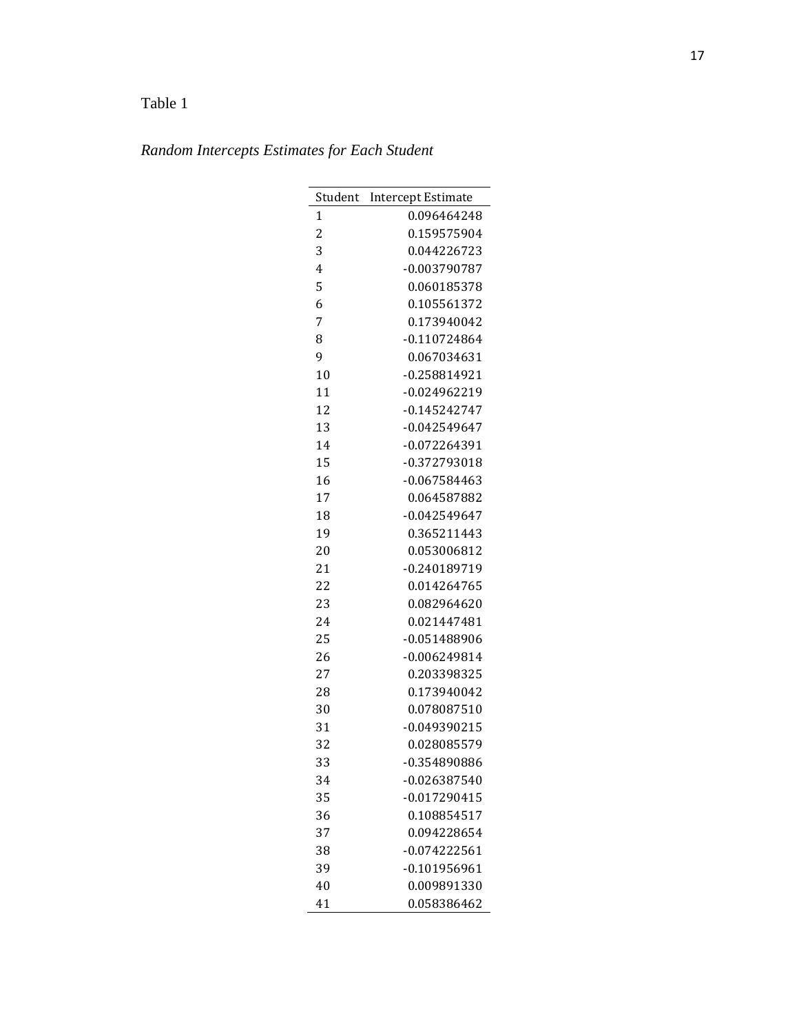Table 1

*Random Intercepts Estimates for Each Student*

| Student | Intercept Estimate |
|---|---|
| 1 | 0.096464248 |
| 2 | 0.159575904 |
| 3 | 0.044226723 |
| 4 | -0.003790787 |
| 5 | 0.060185378 |
| 6 | 0.105561372 |
| 7 | 0.173940042 |
| 8 | -0.110724864 |
| 9 | 0.067034631 |
| 10 | -0.258814921 |
| 11 | -0.024962219 |
| 12 | -0.145242747 |
| 13 | -0.042549647 |
| 14 | -0.072264391 |
| 15 | -0.372793018 |
| 16 | -0.067584463 |
| 17 | 0.064587882 |
| 18 | -0.042549647 |
| 19 | 0.365211443 |
| 20 | 0.053006812 |
| 21 | -0.240189719 |
| 22 | 0.014264765 |
| 23 | 0.082964620 |
| 24 | 0.021447481 |
| 25 | -0.051488906 |
| 26 | -0.006249814 |
| 27 | 0.203398325 |
| 28 | 0.173940042 |
| 30 | 0.078087510 |
| 31 | -0.049390215 |
| 32 | 0.028085579 |
| 33 | -0.354890886 |
| 34 | -0.026387540 |
| 35 | -0.017290415 |
| 36 | 0.108854517 |
| 37 | 0.094228654 |
| 38 | -0.074222561 |
| 39 | -0.101956961 |
| 40 | 0.009891330 |
| 41 | 0.058386462 |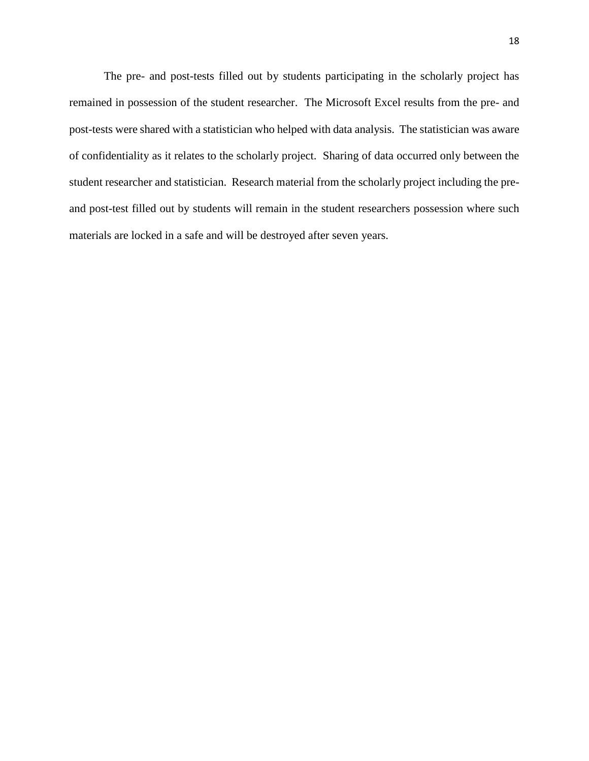The pre- and post-tests filled out by students participating in the scholarly project has remained in possession of the student researcher. The Microsoft Excel results from the pre- and post-tests were shared with a statistician who helped with data analysis. The statistician was aware of confidentiality as it relates to the scholarly project. Sharing of data occurred only between the student researcher and statistician. Research material from the scholarly project including the pre- and post-test filled out by students will remain in the student researchers possession where such materials are locked in a safe and will be destroyed after seven years.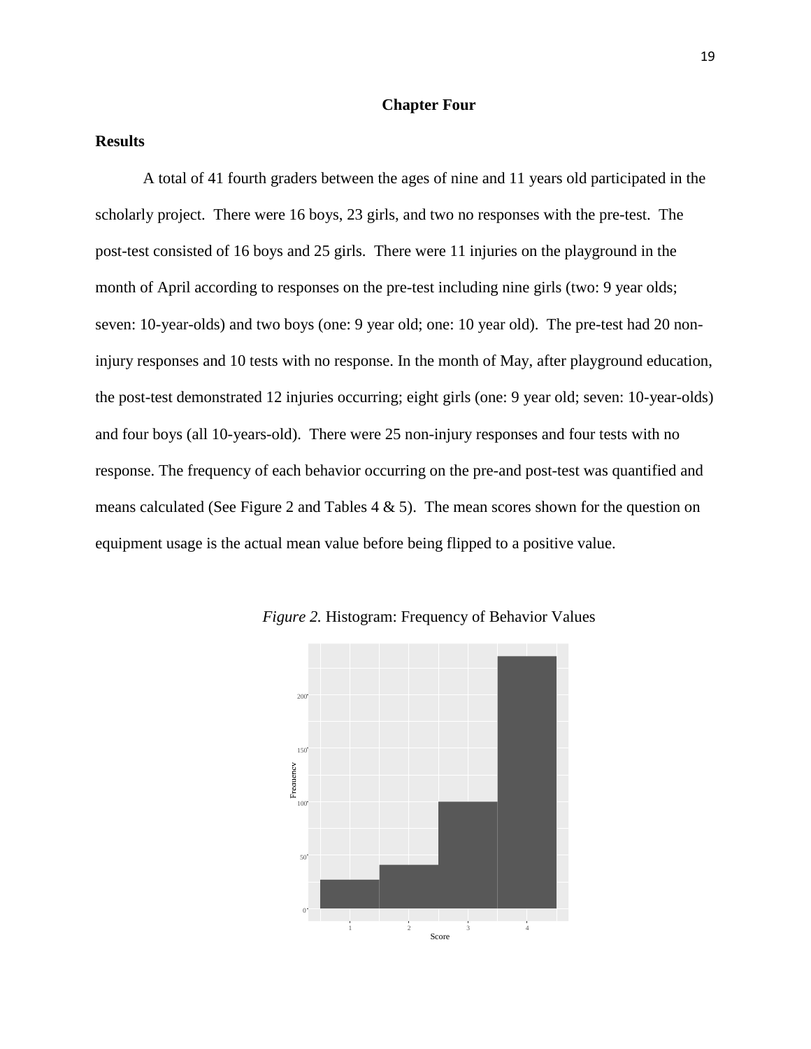## Chapter Four

### Results

A total of 41 fourth graders between the ages of nine and 11 years old participated in the scholarly project. There were 16 boys, 23 girls, and two no responses with the pre-test. The post-test consisted of 16 boys and 25 girls. There were 11 injuries on the playground in the month of April according to responses on the pre-test including nine girls (two: 9 year olds; seven: 10-year-olds) and two boys (one: 9 year old; one: 10 year old). The pre-test had 20 non-injury responses and 10 tests with no response. In the month of May, after playground education, the post-test demonstrated 12 injuries occurring; eight girls (one: 9 year old; seven: 10-year-olds) and four boys (all 10-years-old). There were 25 non-injury responses and four tests with no response. The frequency of each behavior occurring on the pre-and post-test was quantified and means calculated (See Figure 2 and Tables 4 & 5). The mean scores shown for the question on equipment usage is the actual mean value before being flipped to a positive value.

*Figure 2.* Histogram: Frequency of Behavior Values

Frequency

0
50
100
150
200

1
2
3
4

Score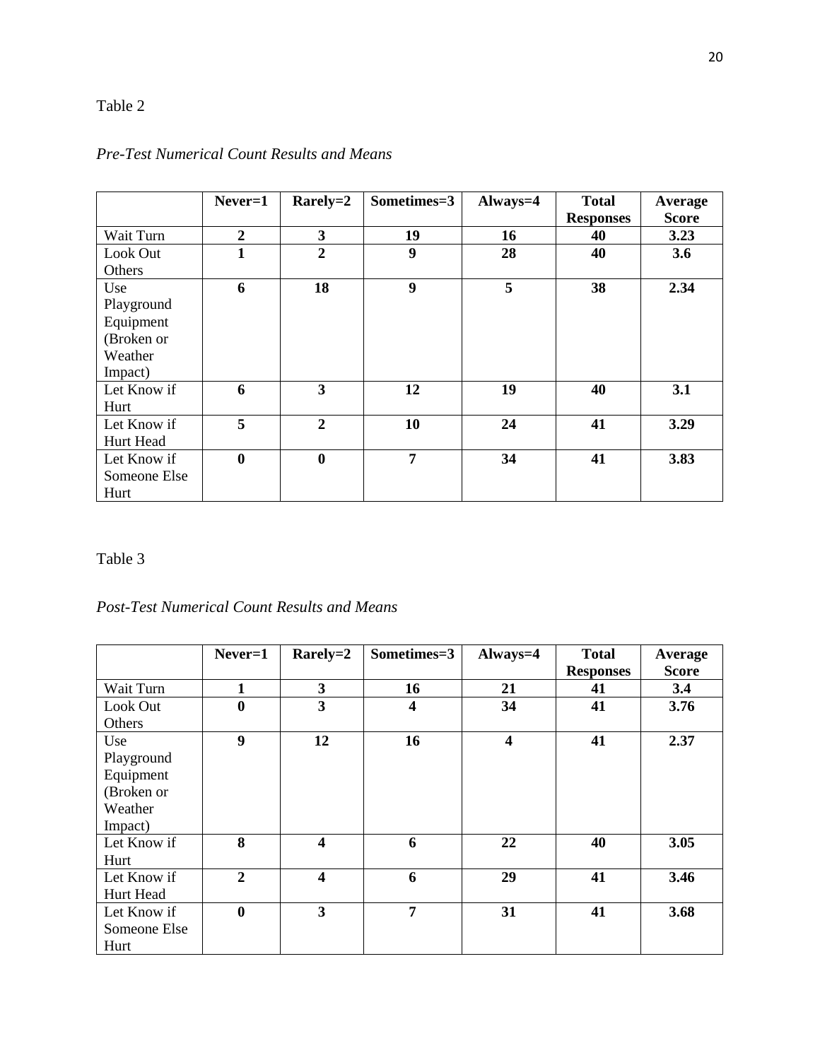Table 2

*Pre-Test Numerical Count Results and Means*

| | Never=1 | Rarely=2 | Sometimes=3 | Always=4 | Total Responses | Average Score |
|---|---|---|---|---|---|---|
| Wait Turn | **2** | **3** | **19** | **16** | **40** | **3.23** |
| Look Out Others | **1** | **2** | **9** | **28** | **40** | **3.6** |
| Use Playground Equipment (Broken or Weather Impact) | **6** | **18** | **9** | **5** | **38** | **2.34** |
| Let Know if Hurt | **6** | **3** | **12** | **19** | **40** | **3.1** |
| Let Know if Hurt Head | **5** | **2** | **10** | **24** | **41** | **3.29** |
| Let Know if Someone Else Hurt | **0** | **0** | **7** | **34** | **41** | **3.83** |

Table 3

*Post-Test Numerical Count Results and Means*

| | Never=1 | Rarely=2 | Sometimes=3 | Always=4 | Total Responses | Average Score |
|---|---|---|---|---|---|---|
| Wait Turn | **1** | **3** | **16** | **21** | **41** | **3.4** |
| Look Out Others | **0** | **3** | **4** | **34** | **41** | **3.76** |
| Use Playground Equipment (Broken or Weather Impact) | **9** | **12** | **16** | **4** | **41** | **2.37** |
| Let Know if Hurt | **8** | **4** | **6** | **22** | **40** | **3.05** |
| Let Know if Hurt Head | **2** | **4** | **6** | **29** | **41** | **3.46** |
| Let Know if Someone Else Hurt | **0** | **3** | **7** | **31** | **41** | **3.68** |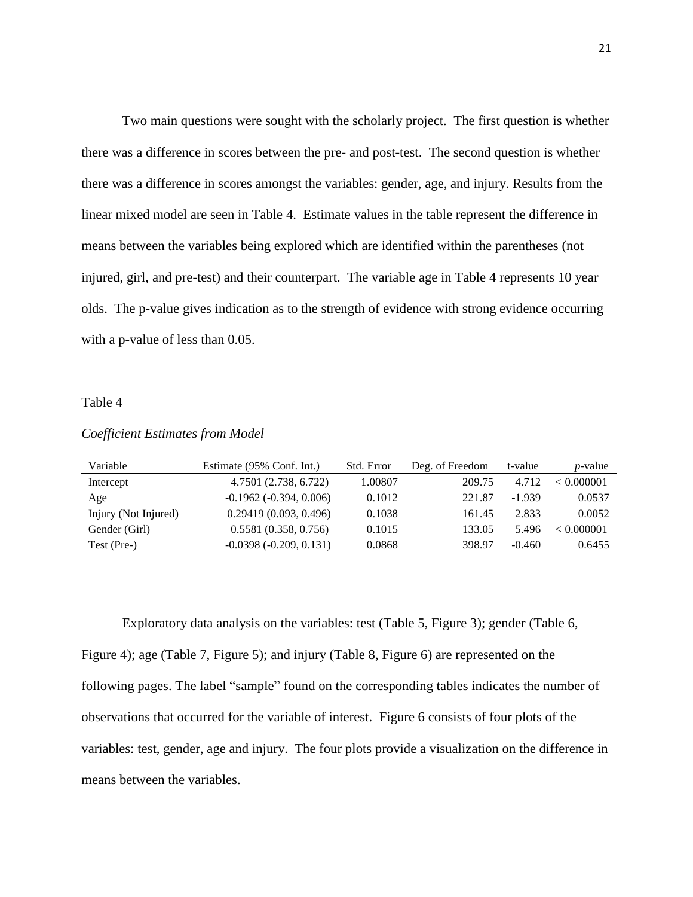Two main questions were sought with the scholarly project. The first question is whether there was a difference in scores between the pre- and post-test. The second question is whether there was a difference in scores amongst the variables: gender, age, and injury. Results from the linear mixed model are seen in Table 4. Estimate values in the table represent the difference in means between the variables being explored which are identified within the parentheses (not injured, girl, and pre-test) and their counterpart. The variable age in Table 4 represents 10 year olds. The p-value gives indication as to the strength of evidence with strong evidence occurring with a p-value of less than 0.05.

Table 4

*Coefficient Estimates from Model*

| Variable | Estimate (95% Conf. Int.) | Std. Error | Deg. of Freedom | t-value | *p*-value |
|---|---|---|---|---|---|
| Intercept | 4.7501 (2.738, 6.722) | 1.00807 | 209.75 | 4.712 | < 0.000001 |
| Age | -0.1962 (-0.394, 0.006) | 0.1012 | 221.87 | -1.939 | 0.0537 |
| Injury (Not Injured) | 0.29419 (0.093, 0.496) | 0.1038 | 161.45 | 2.833 | 0.0052 |
| Gender (Girl) | 0.5581 (0.358, 0.756) | 0.1015 | 133.05 | 5.496 | < 0.000001 |
| Test (Pre-) | -0.0398 (-0.209, 0.131) | 0.0868 | 398.97 | -0.460 | 0.6455 |

Exploratory data analysis on the variables: test (Table 5, Figure 3); gender (Table 6, Figure 4); age (Table 7, Figure 5); and injury (Table 8, Figure 6) are represented on the following pages. The label "sample" found on the corresponding tables indicates the number of observations that occurred for the variable of interest. Figure 6 consists of four plots of the variables: test, gender, age and injury. The four plots provide a visualization on the difference in means between the variables.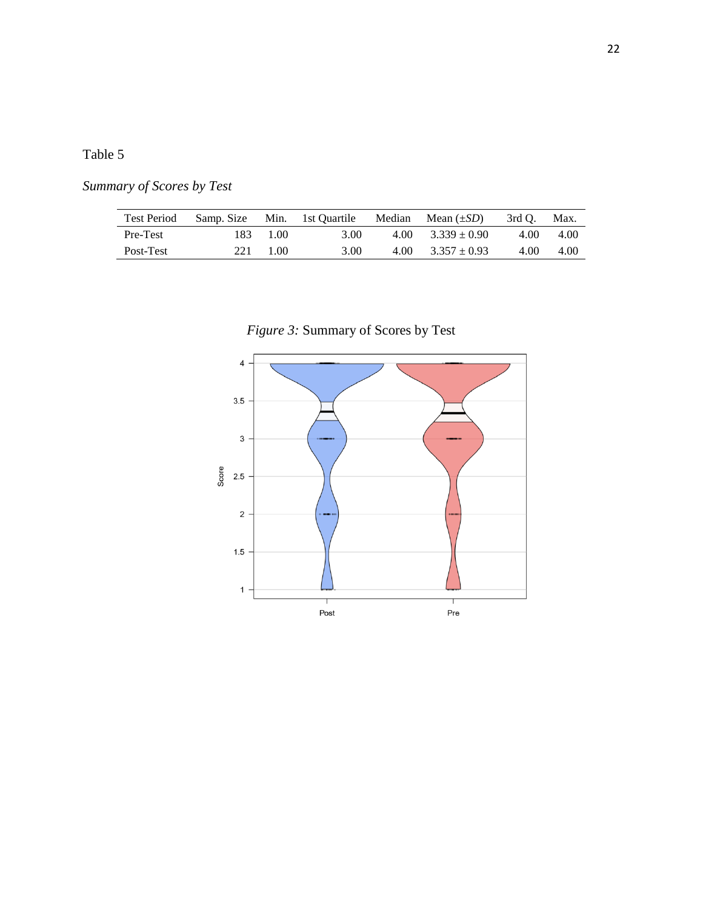Table 5

*Summary of Scores by Test*

| Test Period | Samp. Size | Min. | 1st Quartile | Median | Mean ($\pm SD$) | 3rd Q. | Max. |
|---|---|---|---|---|---|---|---|
| Pre-Test | 183 | 1.00 | 3.00 | 4.00 | 3.339 ± 0.90 | 4.00 | 4.00 |
| Post-Test | 221 | 1.00 | 3.00 | 4.00 | 3.357 ± 0.93 | 4.00 | 4.00 |

*Figure 3:* Summary of Scores by Test

Score

4
3.5
3
2.5
2
1.5
1

Post
Pre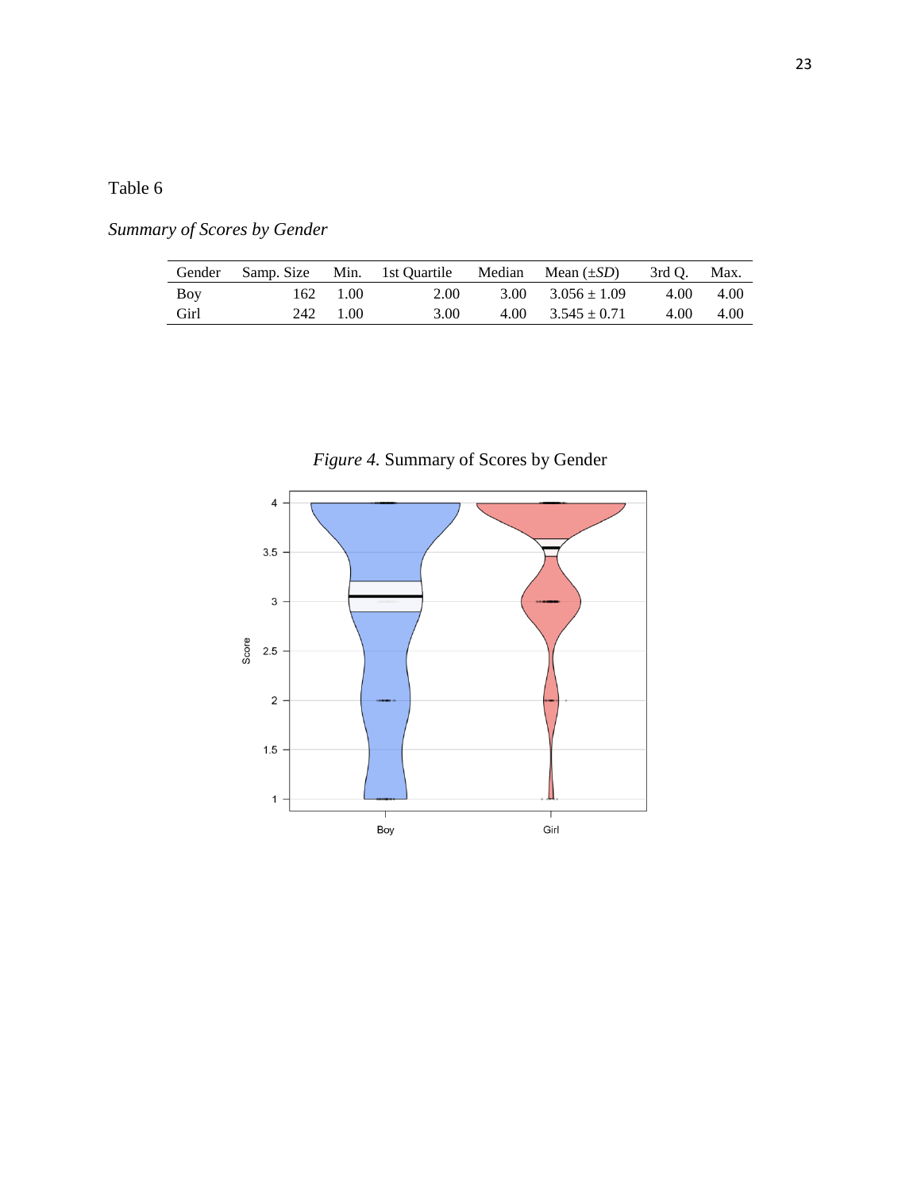Table 6

*Summary of Scores by Gender*

| Gender | Samp. Size | Min. | 1st Quartile | Median | Mean (±*SD*) | 3rd Q. | Max. |
|---|---|---|---|---|---|---|---|
| Boy | 162 | 1.00 | 2.00 | 3.00 | 3.056 ± 1.09 | 4.00 | 4.00 |
| Girl | 242 | 1.00 | 3.00 | 4.00 | 3.545 ± 0.71 | 4.00 | 4.00 |

*Figure 4.* Summary of Scores by Gender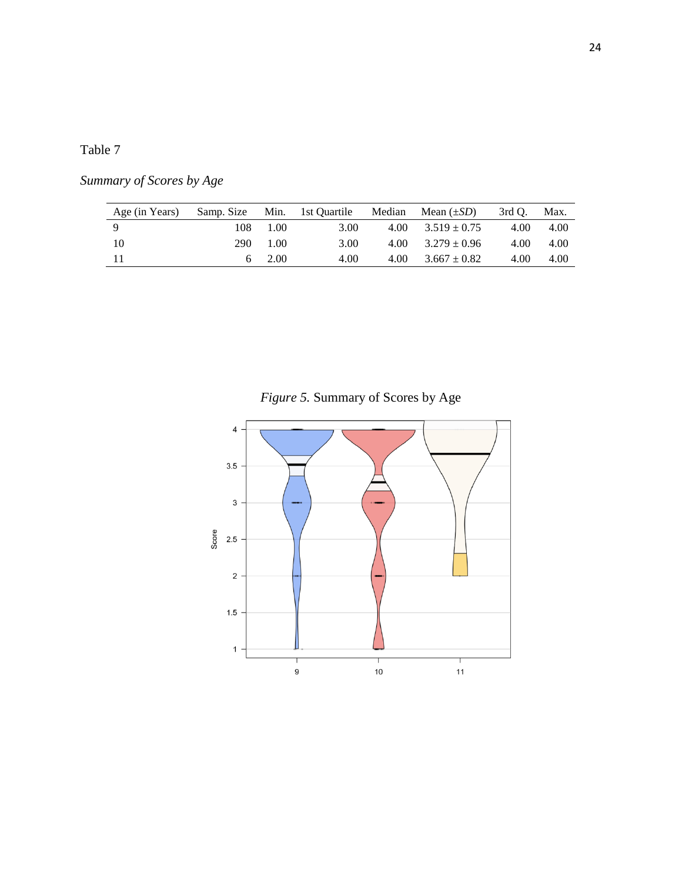Table 7

*Summary of Scores by Age*

| Age (in Years) | Samp. Size | Min. | 1st Quartile | Median | Mean (±*SD*) | 3rd Q. | Max. |
|---|---|---|---|---|---|---|---|
| 9 | 108 | 1.00 | 3.00 | 4.00 | 3.519 ± 0.75 | 4.00 | 4.00 |
| 10 | 290 | 1.00 | 3.00 | 4.00 | 3.279 ± 0.96 | 4.00 | 4.00 |
| 11 | 6 | 2.00 | 4.00 | 4.00 | 3.667 ± 0.82 | 4.00 | 4.00 |

*Figure 5.* Summary of Scores by Age

Score

4
3.5
3
2.5
2
1.5
1

9
10
11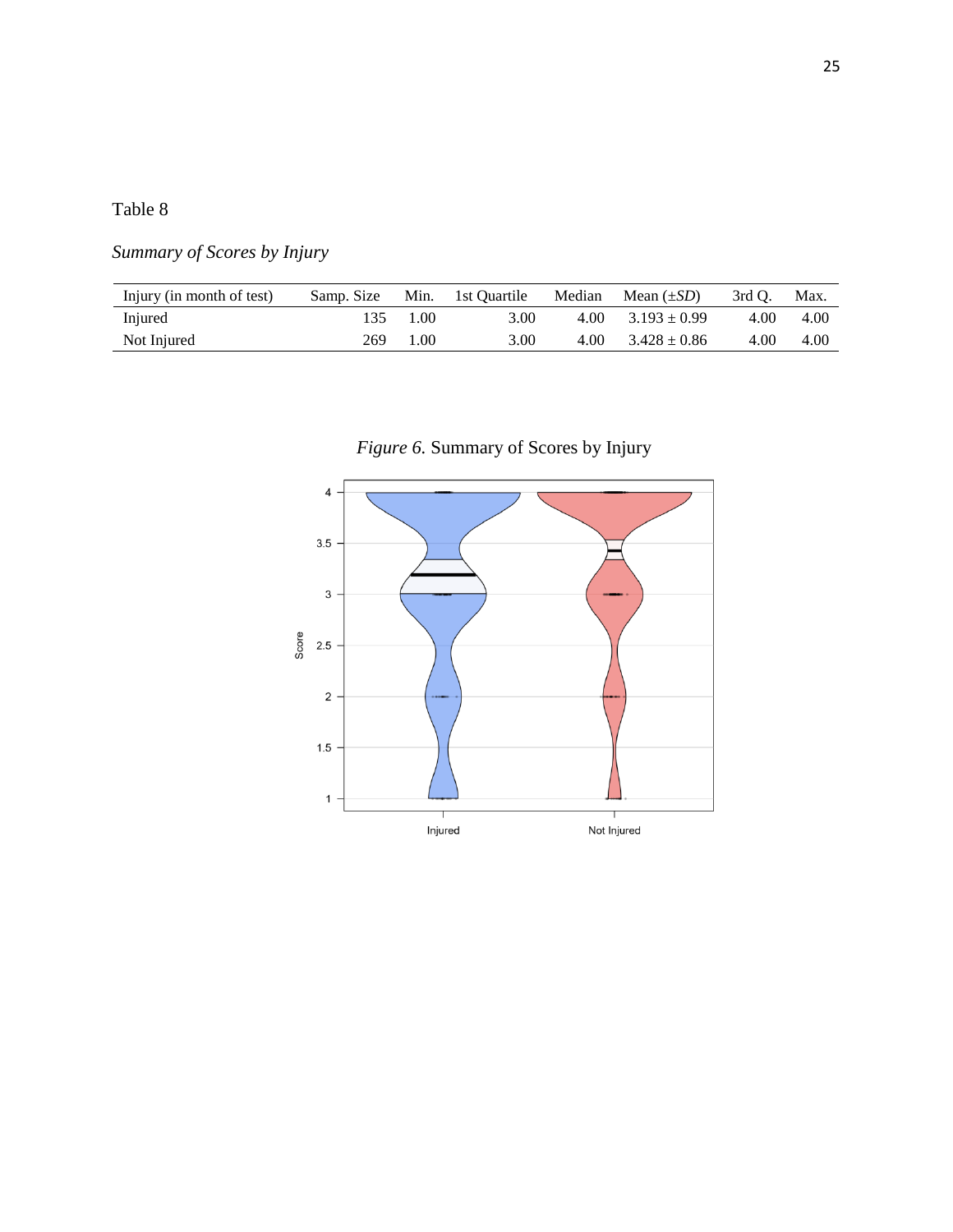Table 8

*Summary of Scores by Injury*

| Injury (in month of test) | Samp. Size | Min. | 1st Quartile | Median | Mean ($\pm SD$) | 3rd Q. | Max. |
|---|---|---|---|---|---|---|---|
| Injured | 135 | 1.00 | 3.00 | 4.00 | $3.193 \pm 0.99$ | 4.00 | 4.00 |
| Not Injured | 269 | 1.00 | 3.00 | 4.00 | $3.428 \pm 0.86$ | 4.00 | 4.00 |

*Figure 6.* Summary of Scores by Injury

Score

4
3.5
3
2.5
2
1.5
1

Injured
Not Injured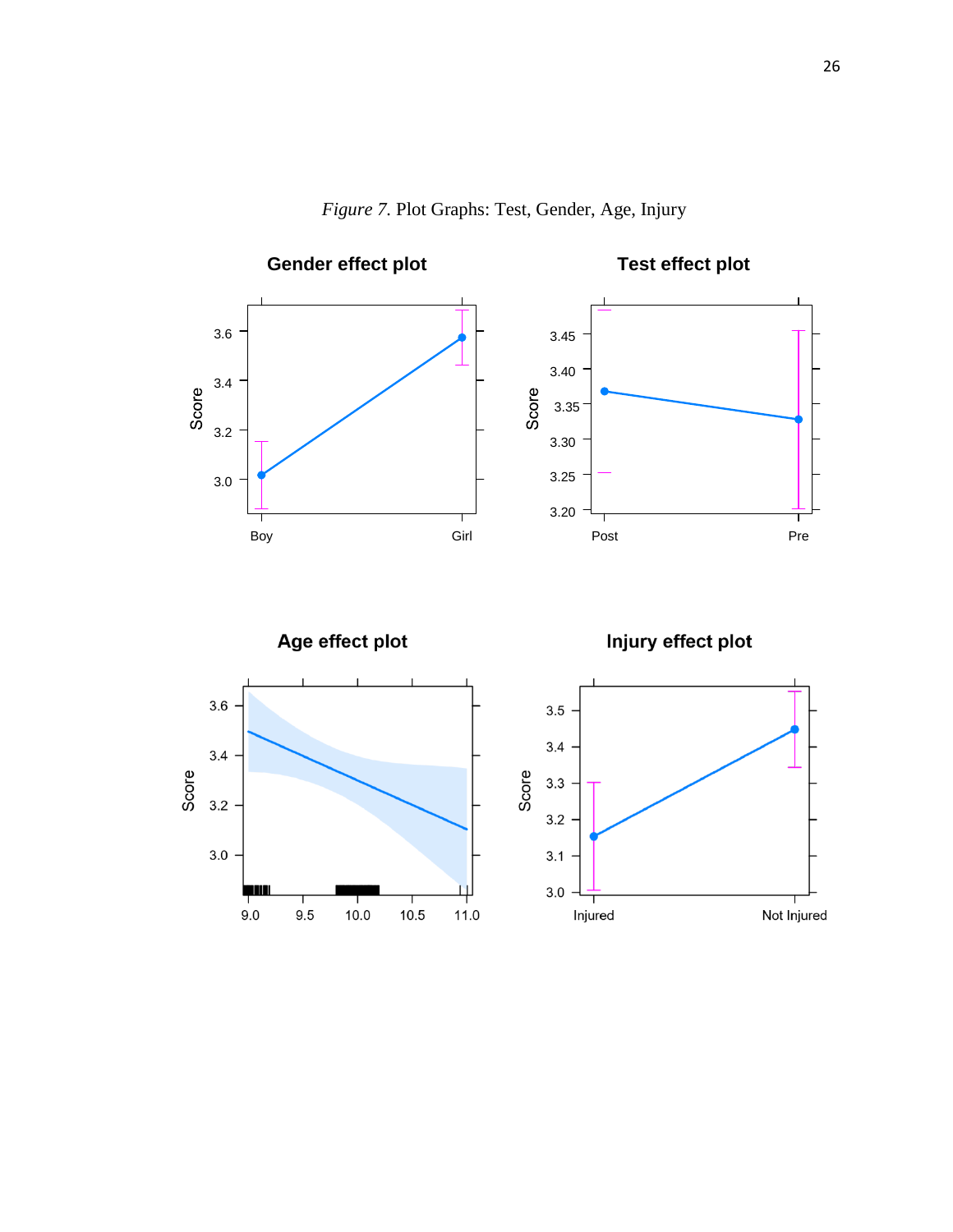*Figure 7*. Plot Graphs: Test, Gender, Age, Injury

Gender effect plot

Score

3.6
3.4
3.2
3.0

Boy
Girl

Test effect plot

Score

3.45
3.40
3.35
3.30
3.25
3.20

Post
Pre

Age effect plot

Score

3.6
3.4
3.2
3.0

9.0
9.5
10.0
10.5
11.0

Injury effect plot

Score

3.5
3.4
3.3
3.2
3.1
3.0

Injured
Not Injured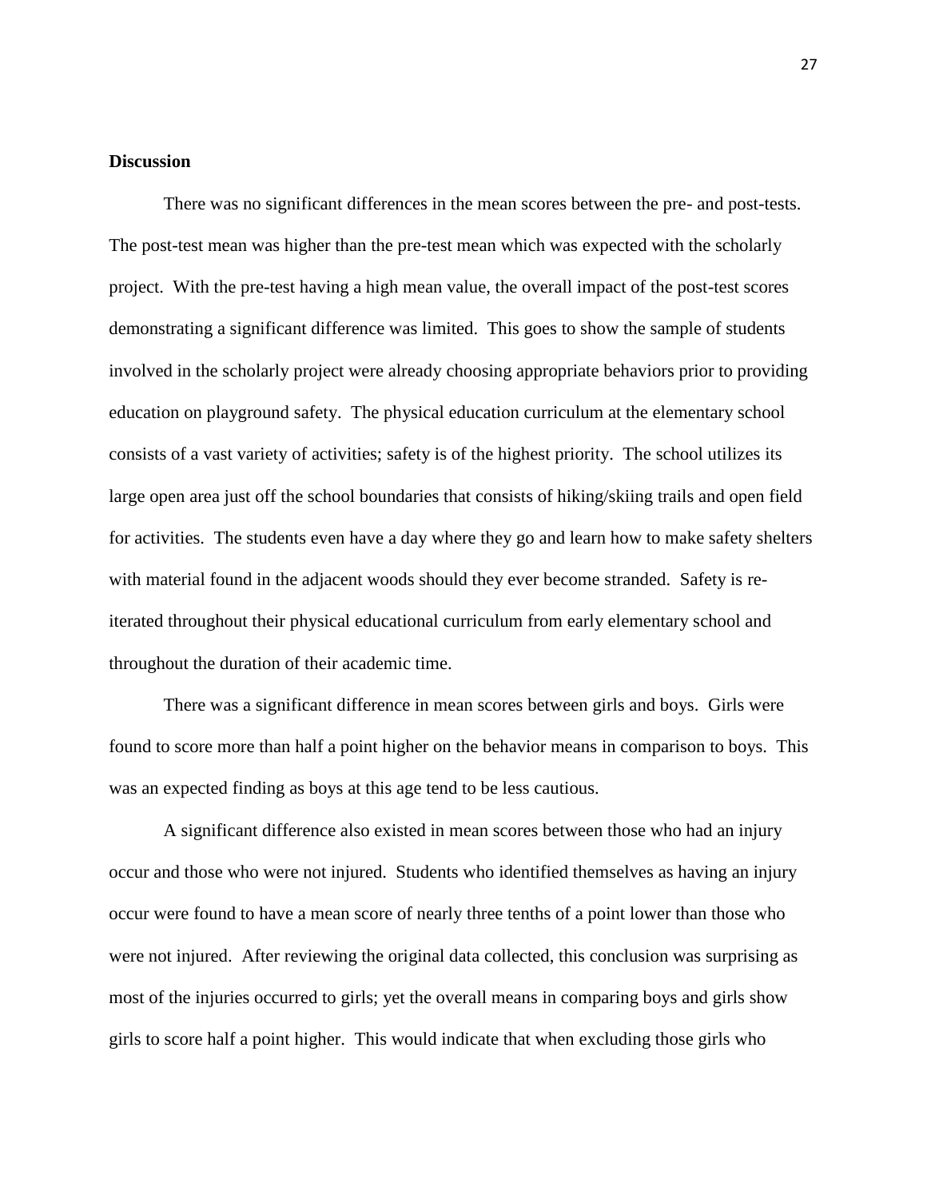**Discussion**

There was no significant differences in the mean scores between the pre- and post-tests. The post-test mean was higher than the pre-test mean which was expected with the scholarly project. With the pre-test having a high mean value, the overall impact of the post-test scores demonstrating a significant difference was limited. This goes to show the sample of students involved in the scholarly project were already choosing appropriate behaviors prior to providing education on playground safety. The physical education curriculum at the elementary school consists of a vast variety of activities; safety is of the highest priority. The school utilizes its large open area just off the school boundaries that consists of hiking/skiing trails and open field for activities. The students even have a day where they go and learn how to make safety shelters with material found in the adjacent woods should they ever become stranded. Safety is re-iterated throughout their physical educational curriculum from early elementary school and throughout the duration of their academic time.

There was a significant difference in mean scores between girls and boys. Girls were found to score more than half a point higher on the behavior means in comparison to boys. This was an expected finding as boys at this age tend to be less cautious.

A significant difference also existed in mean scores between those who had an injury occur and those who were not injured. Students who identified themselves as having an injury occur were found to have a mean score of nearly three tenths of a point lower than those who were not injured. After reviewing the original data collected, this conclusion was surprising as most of the injuries occurred to girls; yet the overall means in comparing boys and girls show girls to score half a point higher. This would indicate that when excluding those girls who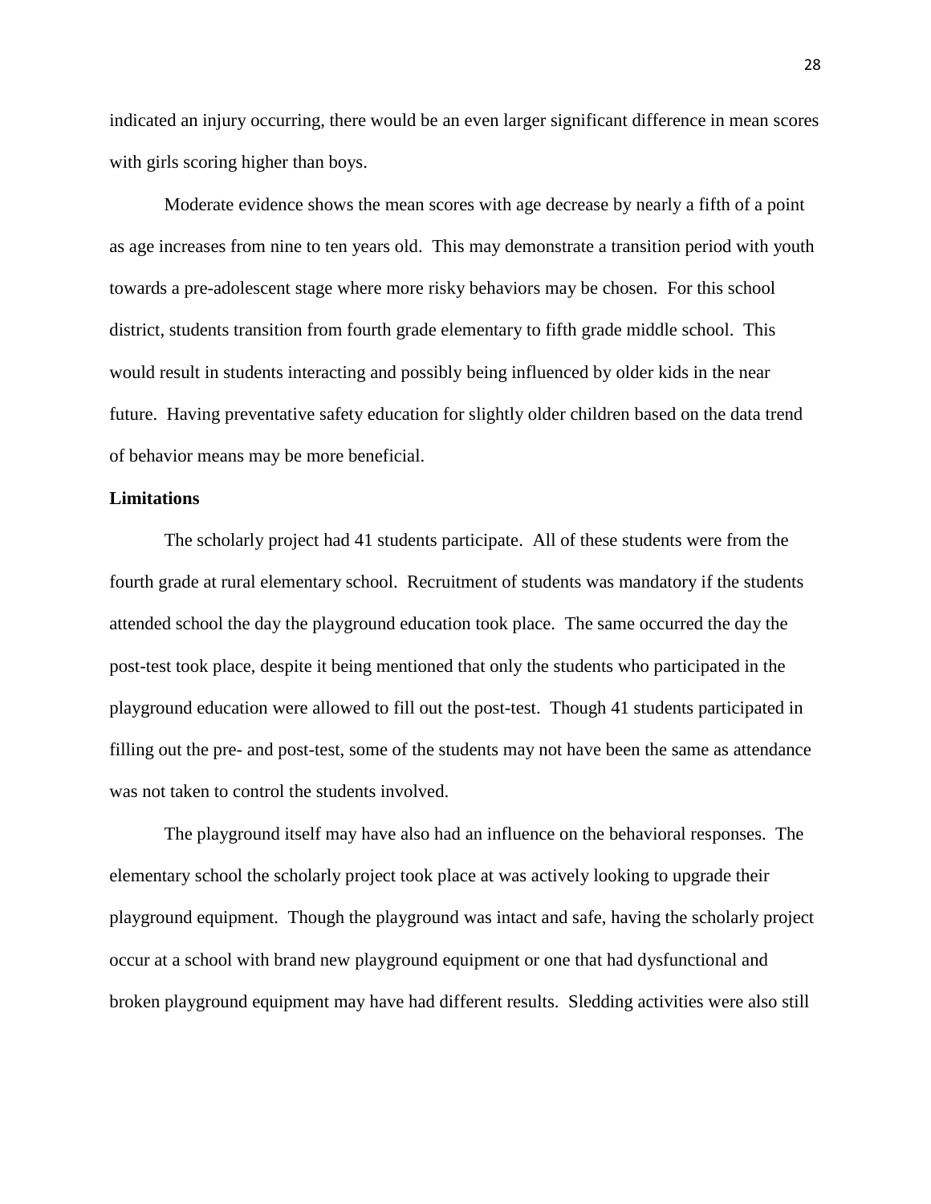indicated an injury occurring, there would be an even larger significant difference in mean scores with girls scoring higher than boys.

Moderate evidence shows the mean scores with age decrease by nearly a fifth of a point as age increases from nine to ten years old. This may demonstrate a transition period with youth towards a pre-adolescent stage where more risky behaviors may be chosen. For this school district, students transition from fourth grade elementary to fifth grade middle school. This would result in students interacting and possibly being influenced by older kids in the near future. Having preventative safety education for slightly older children based on the data trend of behavior means may be more beneficial.

**Limitations**

The scholarly project had 41 students participate. All of these students were from the fourth grade at rural elementary school. Recruitment of students was mandatory if the students attended school the day the playground education took place. The same occurred the day the post-test took place, despite it being mentioned that only the students who participated in the playground education were allowed to fill out the post-test. Though 41 students participated in filling out the pre- and post-test, some of the students may not have been the same as attendance was not taken to control the students involved.

The playground itself may have also had an influence on the behavioral responses. The elementary school the scholarly project took place at was actively looking to upgrade their playground equipment. Though the playground was intact and safe, having the scholarly project occur at a school with brand new playground equipment or one that had dysfunctional and broken playground equipment may have had different results. Sledding activities were also still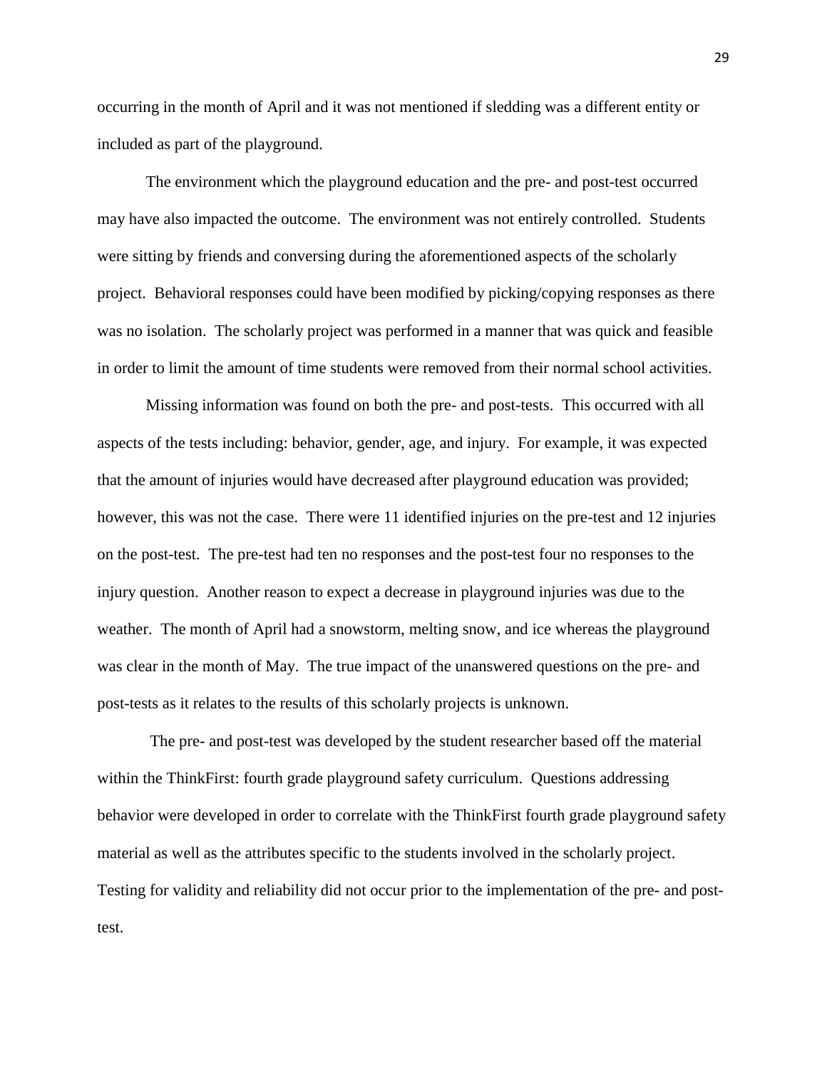occurring in the month of April and it was not mentioned if sledding was a different entity or included as part of the playground.

The environment which the playground education and the pre- and post-test occurred may have also impacted the outcome. The environment was not entirely controlled. Students were sitting by friends and conversing during the aforementioned aspects of the scholarly project. Behavioral responses could have been modified by picking/copying responses as there was no isolation. The scholarly project was performed in a manner that was quick and feasible in order to limit the amount of time students were removed from their normal school activities.

Missing information was found on both the pre- and post-tests. This occurred with all aspects of the tests including: behavior, gender, age, and injury. For example, it was expected that the amount of injuries would have decreased after playground education was provided; however, this was not the case. There were 11 identified injuries on the pre-test and 12 injuries on the post-test. The pre-test had ten no responses and the post-test four no responses to the injury question. Another reason to expect a decrease in playground injuries was due to the weather. The month of April had a snowstorm, melting snow, and ice whereas the playground was clear in the month of May. The true impact of the unanswered questions on the pre- and post-tests as it relates to the results of this scholarly projects is unknown.

The pre- and post-test was developed by the student researcher based off the material within the ThinkFirst: fourth grade playground safety curriculum. Questions addressing behavior were developed in order to correlate with the ThinkFirst fourth grade playground safety material as well as the attributes specific to the students involved in the scholarly project. Testing for validity and reliability did not occur prior to the implementation of the pre- and post-test.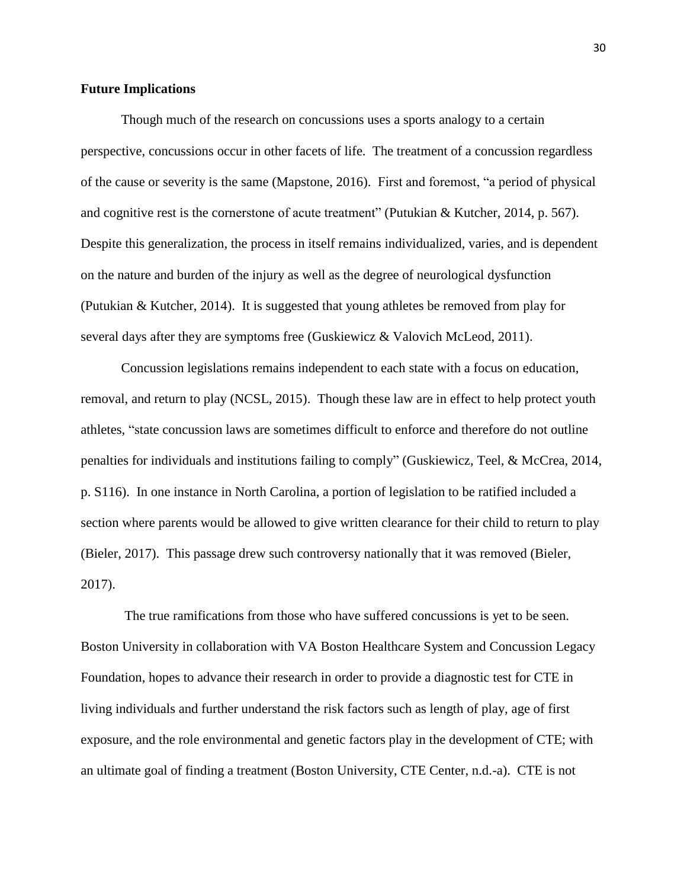**Future Implications**

Though much of the research on concussions uses a sports analogy to a certain perspective, concussions occur in other facets of life. The treatment of a concussion regardless of the cause or severity is the same (Mapstone, 2016). First and foremost, "a period of physical and cognitive rest is the cornerstone of acute treatment" (Putukian & Kutcher, 2014, p. 567). Despite this generalization, the process in itself remains individualized, varies, and is dependent on the nature and burden of the injury as well as the degree of neurological dysfunction (Putukian & Kutcher, 2014). It is suggested that young athletes be removed from play for several days after they are symptoms free (Guskiewicz & Valovich McLeod, 2011).

Concussion legislations remains independent to each state with a focus on education, removal, and return to play (NCSL, 2015). Though these law are in effect to help protect youth athletes, "state concussion laws are sometimes difficult to enforce and therefore do not outline penalties for individuals and institutions failing to comply" (Guskiewicz, Teel, & McCrea, 2014, p. S116). In one instance in North Carolina, a portion of legislation to be ratified included a section where parents would be allowed to give written clearance for their child to return to play (Bieler, 2017). This passage drew such controversy nationally that it was removed (Bieler, 2017).

The true ramifications from those who have suffered concussions is yet to be seen. Boston University in collaboration with VA Boston Healthcare System and Concussion Legacy Foundation, hopes to advance their research in order to provide a diagnostic test for CTE in living individuals and further understand the risk factors such as length of play, age of first exposure, and the role environmental and genetic factors play in the development of CTE; with an ultimate goal of finding a treatment (Boston University, CTE Center, n.d.-a). CTE is not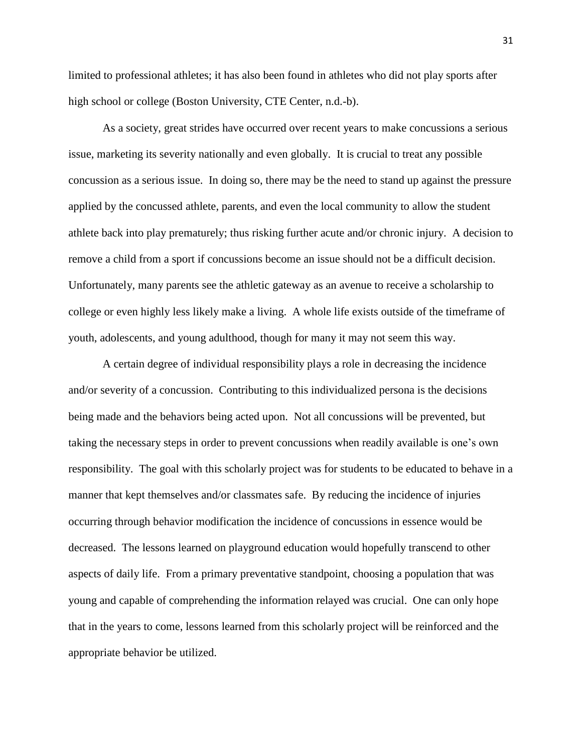limited to professional athletes; it has also been found in athletes who did not play sports after high school or college (Boston University, CTE Center, n.d.-b).

As a society, great strides have occurred over recent years to make concussions a serious issue, marketing its severity nationally and even globally. It is crucial to treat any possible concussion as a serious issue. In doing so, there may be the need to stand up against the pressure applied by the concussed athlete, parents, and even the local community to allow the student athlete back into play prematurely; thus risking further acute and/or chronic injury. A decision to remove a child from a sport if concussions become an issue should not be a difficult decision. Unfortunately, many parents see the athletic gateway as an avenue to receive a scholarship to college or even highly less likely make a living. A whole life exists outside of the timeframe of youth, adolescents, and young adulthood, though for many it may not seem this way.

A certain degree of individual responsibility plays a role in decreasing the incidence and/or severity of a concussion. Contributing to this individualized persona is the decisions being made and the behaviors being acted upon. Not all concussions will be prevented, but taking the necessary steps in order to prevent concussions when readily available is one's own responsibility. The goal with this scholarly project was for students to be educated to behave in a manner that kept themselves and/or classmates safe. By reducing the incidence of injuries occurring through behavior modification the incidence of concussions in essence would be decreased. The lessons learned on playground education would hopefully transcend to other aspects of daily life. From a primary preventative standpoint, choosing a population that was young and capable of comprehending the information relayed was crucial. One can only hope that in the years to come, lessons learned from this scholarly project will be reinforced and the appropriate behavior be utilized.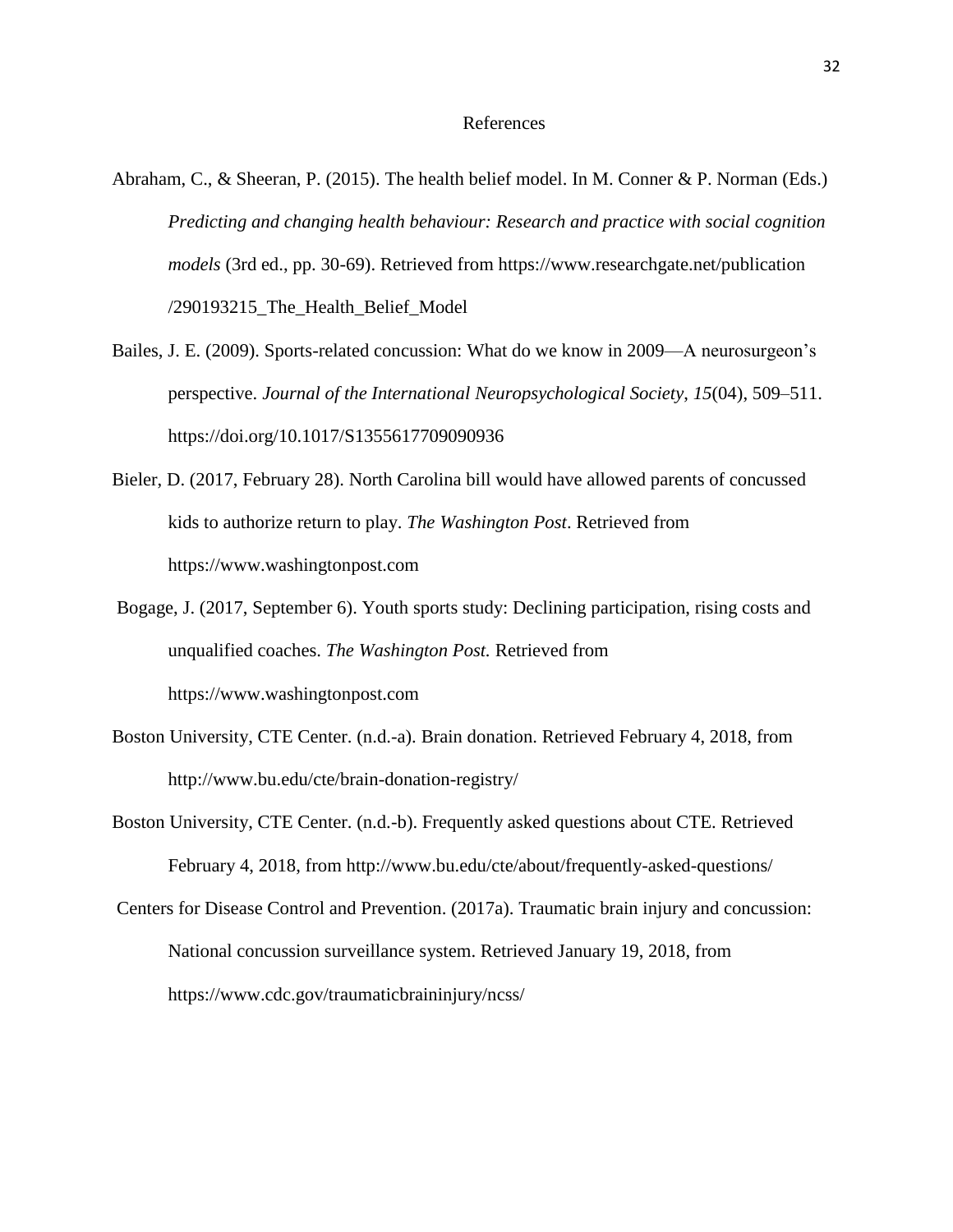# References

Abraham, C., & Sheeran, P. (2015). The health belief model. In M. Conner & P. Norman (Eds.) *Predicting and changing health behaviour: Research and practice with social cognition models* (3rd ed., pp. 30-69). Retrieved from https://www.researchgate.net/publication/290193215_The_Health_Belief_Model

Bailes, J. E. (2009). Sports-related concussion: What do we know in 2009—A neurosurgeon's perspective. *Journal of the International Neuropsychological Society*, *15*(04), 509–511. https://doi.org/10.1017/S1355617709090936

Bieler, D. (2017, February 28). North Carolina bill would have allowed parents of concussed kids to authorize return to play. *The Washington Post*. Retrieved from https://www.washingtonpost.com

Bogage, J. (2017, September 6). Youth sports study: Declining participation, rising costs and unqualified coaches. *The Washington Post.* Retrieved from https://www.washingtonpost.com

Boston University, CTE Center. (n.d.-a). Brain donation. Retrieved February 4, 2018, from http://www.bu.edu/cte/brain-donation-registry/

Boston University, CTE Center. (n.d.-b). Frequently asked questions about CTE. Retrieved February 4, 2018, from http://www.bu.edu/cte/about/frequently-asked-questions/

Centers for Disease Control and Prevention. (2017a). Traumatic brain injury and concussion: National concussion surveillance system. Retrieved January 19, 2018, from https://www.cdc.gov/traumaticbraininjury/ncss/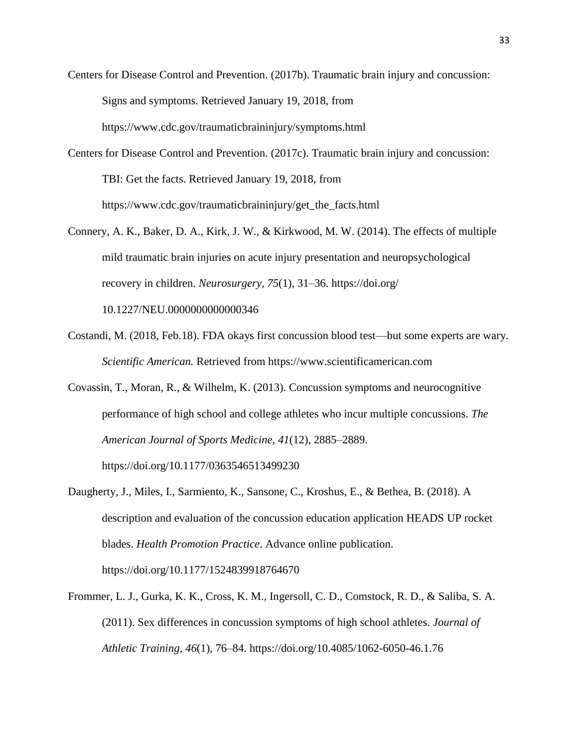Centers for Disease Control and Prevention. (2017b). Traumatic brain injury and concussion: Signs and symptoms. Retrieved January 19, 2018, from https://www.cdc.gov/traumaticbraininjury/symptoms.html

Centers for Disease Control and Prevention. (2017c). Traumatic brain injury and concussion: TBI: Get the facts. Retrieved January 19, 2018, from https://www.cdc.gov/traumaticbraininjury/get_the_facts.html

Connery, A. K., Baker, D. A., Kirk, J. W., & Kirkwood, M. W. (2014). The effects of multiple mild traumatic brain injuries on acute injury presentation and neuropsychological recovery in children. *Neurosurgery*, *75*(1), 31–36. https://doi.org/ 10.1227/NEU.0000000000000346

Costandi, M. (2018, Feb.18). FDA okays first concussion blood test—but some experts are wary. *Scientific American.* Retrieved from https://www.scientificamerican.com

Covassin, T., Moran, R., & Wilhelm, K. (2013). Concussion symptoms and neurocognitive performance of high school and college athletes who incur multiple concussions. *The American Journal of Sports Medicine*, *41*(12), 2885–2889. https://doi.org/10.1177/0363546513499230

Daugherty, J., Miles, I., Sarmiento, K., Sansone, C., Kroshus, E., & Bethea, B. (2018). A description and evaluation of the concussion education application HEADS UP rocket blades. *Health Promotion Practice*. Advance online publication. https://doi.org/10.1177/1524839918764670

Frommer, L. J., Gurka, K. K., Cross, K. M., Ingersoll, C. D., Comstock, R. D., & Saliba, S. A. (2011). Sex differences in concussion symptoms of high school athletes. *Journal of Athletic Training*, *46*(1), 76–84. https://doi.org/10.4085/1062-6050-46.1.76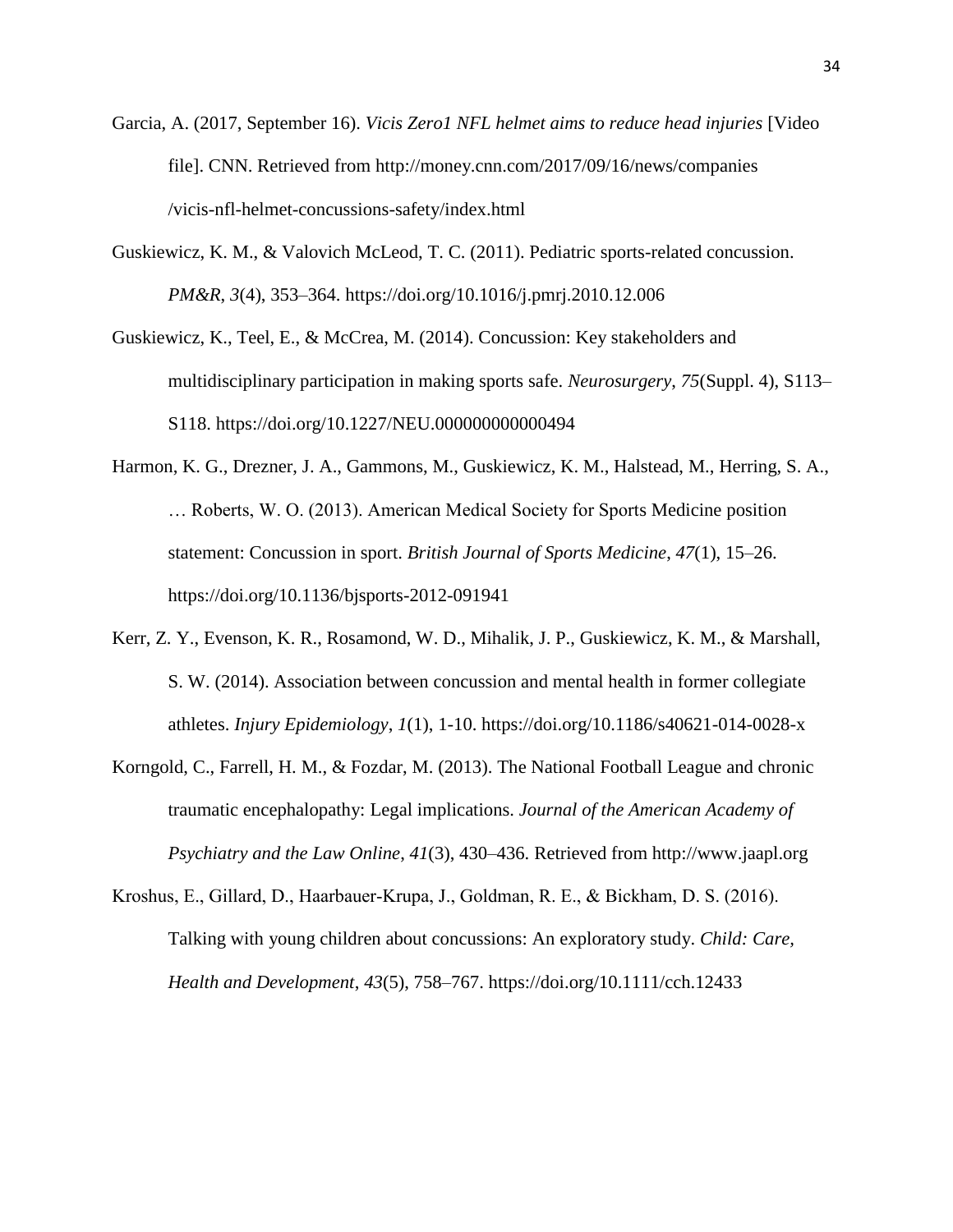Garcia, A. (2017, September 16). *Vicis Zero1 NFL helmet aims to reduce head injuries* [Video file]. CNN. Retrieved from http://money.cnn.com/2017/09/16/news/companies /vicis-nfl-helmet-concussions-safety/index.html

Guskiewicz, K. M., & Valovich McLeod, T. C. (2011). Pediatric sports-related concussion. *PM&R*, *3*(4), 353–364. https://doi.org/10.1016/j.pmrj.2010.12.006

Guskiewicz, K., Teel, E., & McCrea, M. (2014). Concussion: Key stakeholders and multidisciplinary participation in making sports safe. *Neurosurgery*, *75*(Suppl. 4), S113–S118. https://doi.org/10.1227/NEU.0000000000000494

Harmon, K. G., Drezner, J. A., Gammons, M., Guskiewicz, K. M., Halstead, M., Herring, S. A., … Roberts, W. O. (2013). American Medical Society for Sports Medicine position statement: Concussion in sport. *British Journal of Sports Medicine*, *47*(1), 15–26. https://doi.org/10.1136/bjsports-2012-091941

Kerr, Z. Y., Evenson, K. R., Rosamond, W. D., Mihalik, J. P., Guskiewicz, K. M., & Marshall, S. W. (2014). Association between concussion and mental health in former collegiate athletes. *Injury Epidemiology*, *1*(1), 1-10. https://doi.org/10.1186/s40621-014-0028-x

Korngold, C., Farrell, H. M., & Fozdar, M. (2013). The National Football League and chronic traumatic encephalopathy: Legal implications. *Journal of the American Academy of Psychiatry and the Law Online*, *41*(3), 430–436. Retrieved from http://www.jaapl.org

Kroshus, E., Gillard, D., Haarbauer-Krupa, J., Goldman, R. E., & Bickham, D. S. (2016). Talking with young children about concussions: An exploratory study. *Child: Care, Health and Development*, *43*(5), 758–767. https://doi.org/10.1111/cch.12433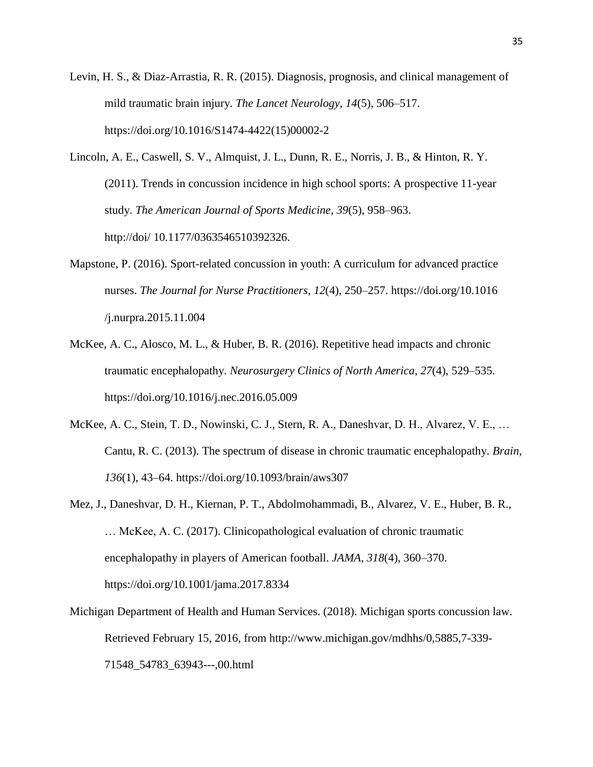Levin, H. S., & Diaz-Arrastia, R. R. (2015). Diagnosis, prognosis, and clinical management of mild traumatic brain injury. *The Lancet Neurology, 14*(5), 506–517. https://doi.org/10.1016/S1474-4422(15)00002-2

Lincoln, A. E., Caswell, S. V., Almquist, J. L., Dunn, R. E., Norris, J. B., & Hinton, R. Y. (2011). Trends in concussion incidence in high school sports: A prospective 11-year study. *The American Journal of Sports Medicine*, *39*(5), 958–963. http://doi/ 10.1177/0363546510392326.

Mapstone, P. (2016). Sport-related concussion in youth: A curriculum for advanced practice nurses. *The Journal for Nurse Practitioners*, *12*(4), 250–257. https://doi.org/10.1016 /j.nurpra.2015.11.004

McKee, A. C., Alosco, M. L., & Huber, B. R. (2016). Repetitive head impacts and chronic traumatic encephalopathy. *Neurosurgery Clinics of North America*, *27*(4), 529–535. https://doi.org/10.1016/j.nec.2016.05.009

McKee, A. C., Stein, T. D., Nowinski, C. J., Stern, R. A., Daneshvar, D. H., Alvarez, V. E., … Cantu, R. C. (2013). The spectrum of disease in chronic traumatic encephalopathy. *Brain*, *136*(1), 43–64. https://doi.org/10.1093/brain/aws307

Mez, J., Daneshvar, D. H., Kiernan, P. T., Abdolmohammadi, B., Alvarez, V. E., Huber, B. R., … McKee, A. C. (2017). Clinicopathological evaluation of chronic traumatic encephalopathy in players of American football. *JAMA*, *318*(4), 360–370. https://doi.org/10.1001/jama.2017.8334

Michigan Department of Health and Human Services. (2018). Michigan sports concussion law. Retrieved February 15, 2016, from http://www.michigan.gov/mdhhs/0,5885,7-339-71548_54783_63943---,00.html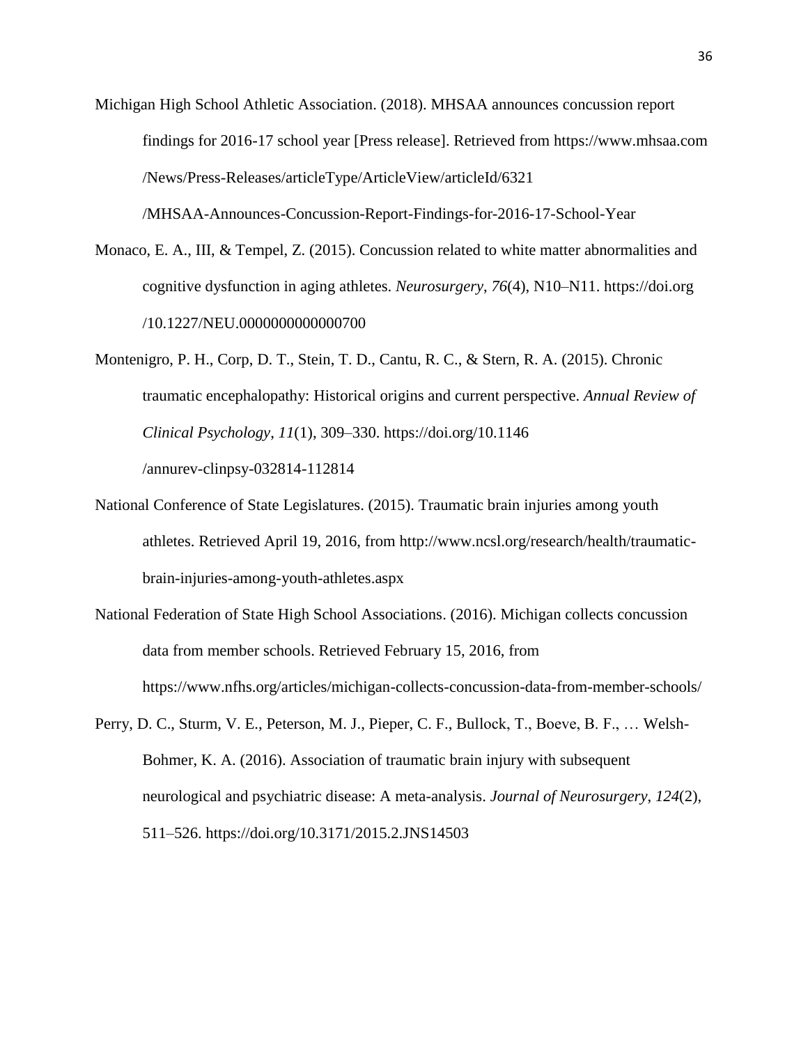Michigan High School Athletic Association. (2018). MHSAA announces concussion report findings for 2016-17 school year [Press release]. Retrieved from https://www.mhsaa.com/News/Press-Releases/articleType/ArticleView/articleId/6321/MHSAA-Announces-Concussion-Report-Findings-for-2016-17-School-Year

Monaco, E. A., III, & Tempel, Z. (2015). Concussion related to white matter abnormalities and cognitive dysfunction in aging athletes. *Neurosurgery*, *76*(4), N10–N11. https://doi.org/10.1227/NEU.0000000000000700

Montenigro, P. H., Corp, D. T., Stein, T. D., Cantu, R. C., & Stern, R. A. (2015). Chronic traumatic encephalopathy: Historical origins and current perspective. *Annual Review of Clinical Psychology*, *11*(1), 309–330. https://doi.org/10.1146/annurev-clinpsy-032814-112814

National Conference of State Legislatures. (2015). Traumatic brain injuries among youth athletes. Retrieved April 19, 2016, from http://www.ncsl.org/research/health/traumatic-brain-injuries-among-youth-athletes.aspx

National Federation of State High School Associations. (2016). Michigan collects concussion data from member schools. Retrieved February 15, 2016, from https://www.nfhs.org/articles/michigan-collects-concussion-data-from-member-schools/

Perry, D. C., Sturm, V. E., Peterson, M. J., Pieper, C. F., Bullock, T., Boeve, B. F., … Welsh-Bohmer, K. A. (2016). Association of traumatic brain injury with subsequent neurological and psychiatric disease: A meta-analysis. *Journal of Neurosurgery*, *124*(2), 511–526. https://doi.org/10.3171/2015.2.JNS14503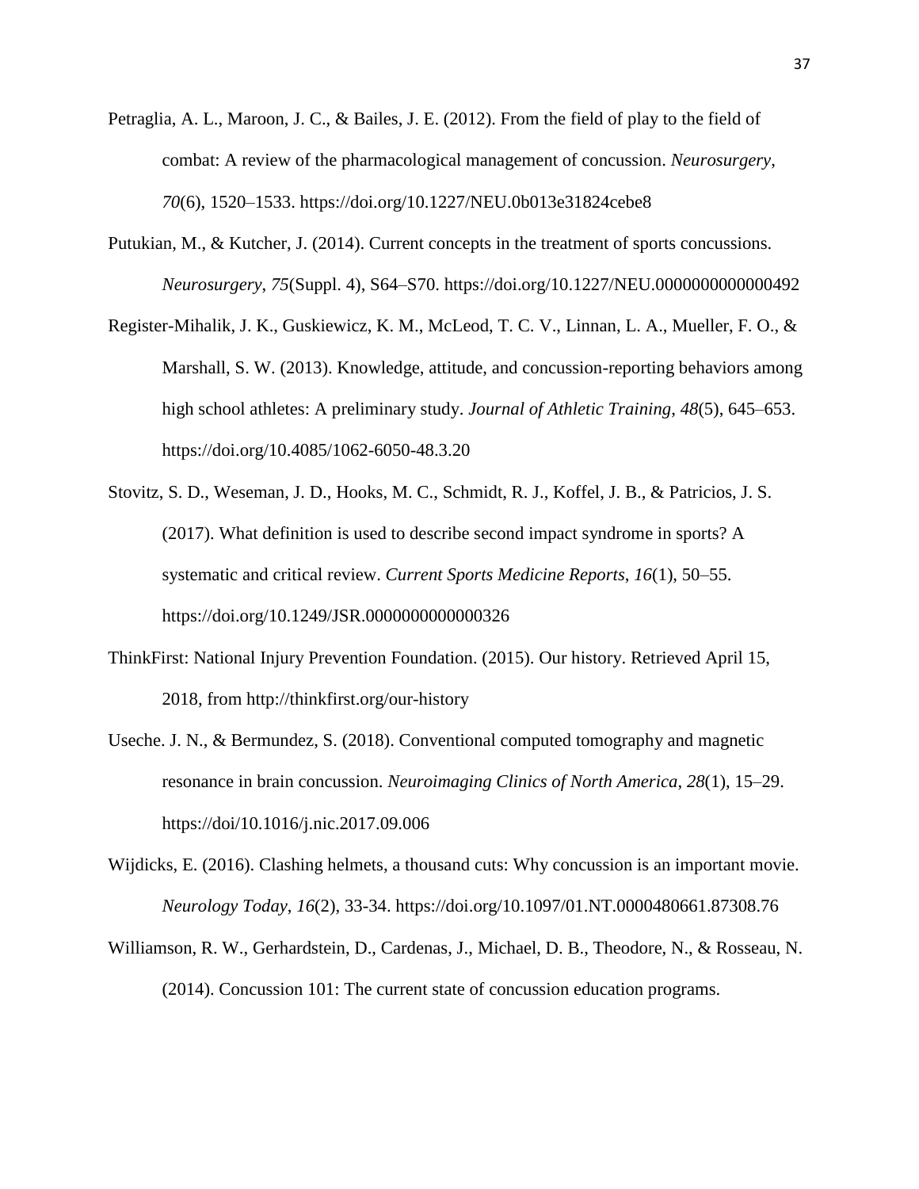Petraglia, A. L., Maroon, J. C., & Bailes, J. E. (2012). From the field of play to the field of combat: A review of the pharmacological management of concussion. *Neurosurgery*, *70*(6), 1520–1533. https://doi.org/10.1227/NEU.0b013e31824cebe8

Putukian, M., & Kutcher, J. (2014). Current concepts in the treatment of sports concussions. *Neurosurgery*, *75*(Suppl. 4), S64–S70. https://doi.org/10.1227/NEU.0000000000000492

Register-Mihalik, J. K., Guskiewicz, K. M., McLeod, T. C. V., Linnan, L. A., Mueller, F. O., & Marshall, S. W. (2013). Knowledge, attitude, and concussion-reporting behaviors among high school athletes: A preliminary study. *Journal of Athletic Training*, *48*(5), 645–653. https://doi.org/10.4085/1062-6050-48.3.20

Stovitz, S. D., Weseman, J. D., Hooks, M. C., Schmidt, R. J., Koffel, J. B., & Patricios, J. S. (2017). What definition is used to describe second impact syndrome in sports? A systematic and critical review. *Current Sports Medicine Reports*, *16*(1), 50–55. https://doi.org/10.1249/JSR.0000000000000326

ThinkFirst: National Injury Prevention Foundation. (2015). Our history. Retrieved April 15, 2018, from http://thinkfirst.org/our-history

Useche. J. N., & Bermundez, S. (2018). Conventional computed tomography and magnetic resonance in brain concussion. *Neuroimaging Clinics of North America*, *28*(1), 15–29. https://doi/10.1016/j.nic.2017.09.006

Wijdicks, E. (2016). Clashing helmets, a thousand cuts: Why concussion is an important movie. *Neurology Today*, *16*(2), 33-34. https://doi.org/10.1097/01.NT.0000480661.87308.76

Williamson, R. W., Gerhardstein, D., Cardenas, J., Michael, D. B., Theodore, N., & Rosseau, N. (2014). Concussion 101: The current state of concussion education programs.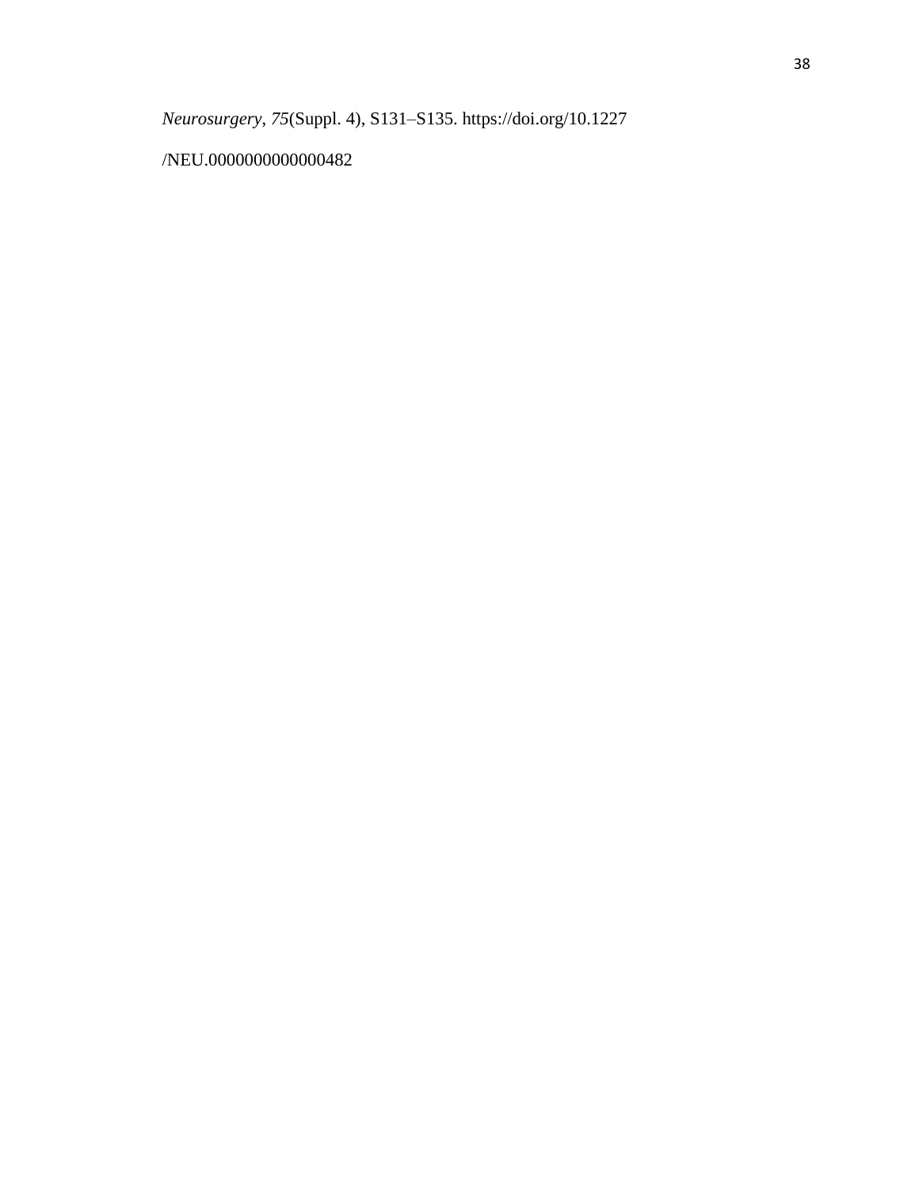*Neurosurgery*, *75*(Suppl. 4), S131–S135. https://doi.org/10.1227/NEU.0000000000000482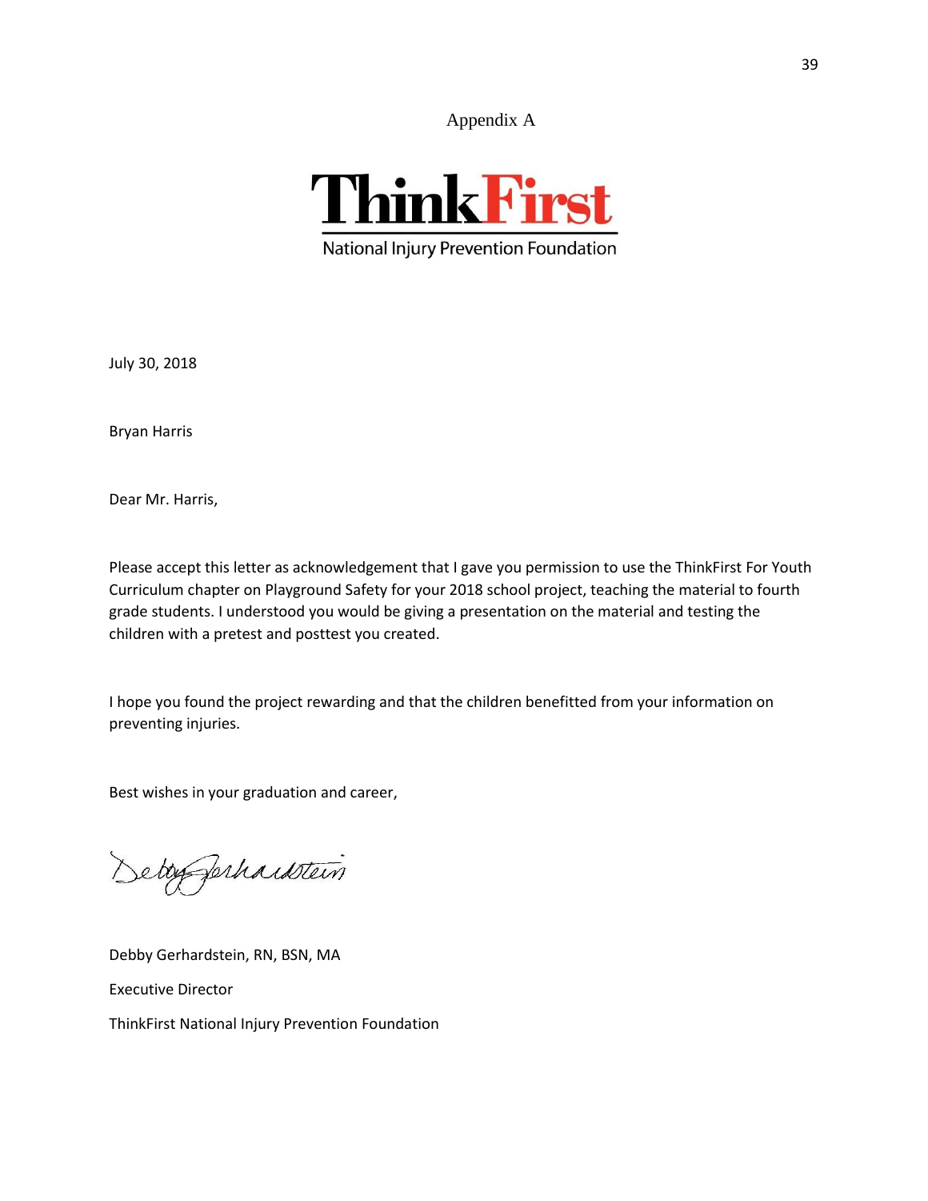Appendix A

**ThinkFirst**

National Injury Prevention Foundation

July 30, 2018

Bryan Harris

Dear Mr. Harris,

Please accept this letter as acknowledgement that I gave you permission to use the ThinkFirst For Youth Curriculum chapter on Playground Safety for your 2018 school project, teaching the material to fourth grade students. I understood you would be giving a presentation on the material and testing the children with a pretest and posttest you created.

I hope you found the project rewarding and that the children benefitted from your information on preventing injuries.

Best wishes in your graduation and career,

Debby Gerhardstein, RN, BSN, MA

Executive Director

ThinkFirst National Injury Prevention Foundation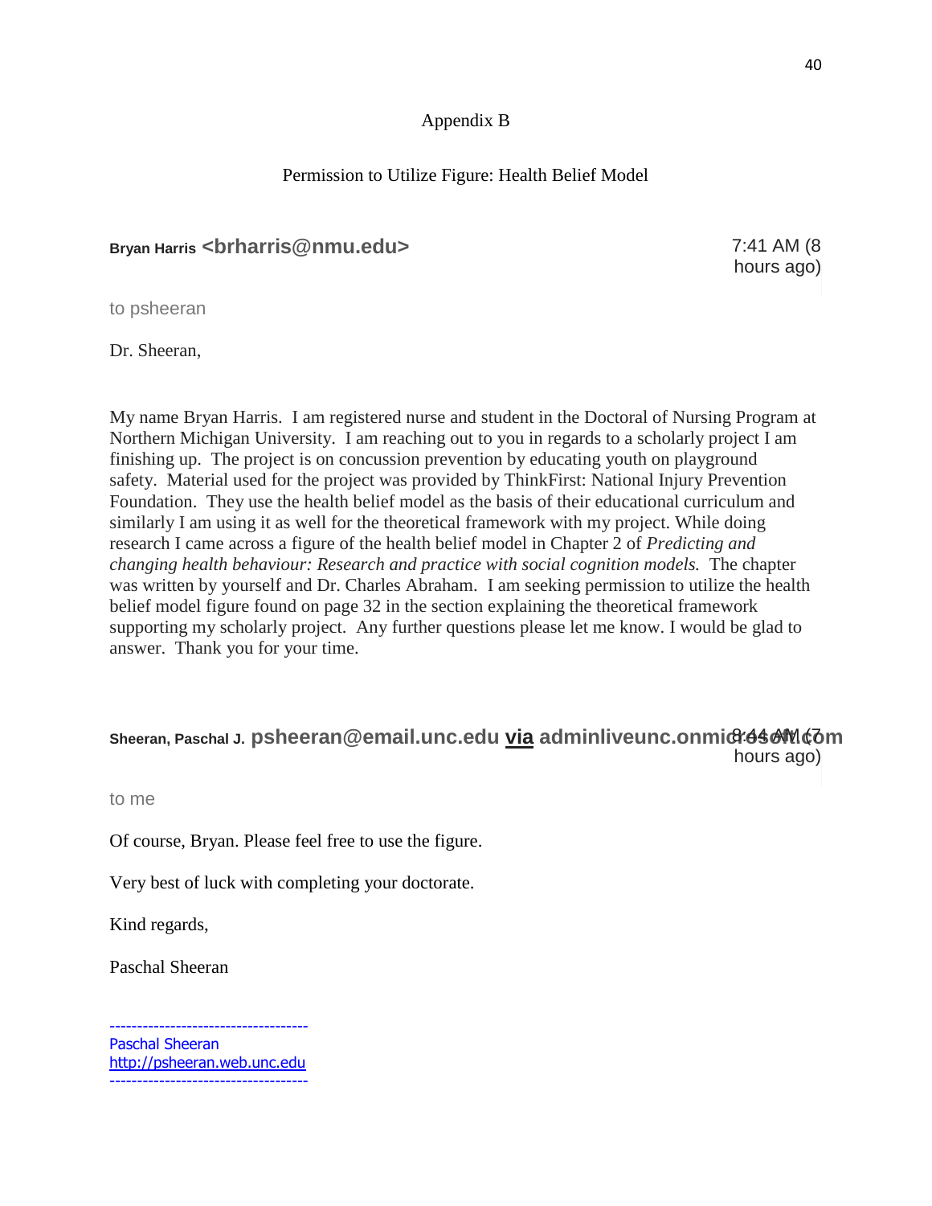# Appendix B

## Permission to Utilize Figure: Health Belief Model

**Bryan Harris** **<brharris@nmu.edu>** 7:41 AM (8 hours ago)

to psheeran

Dr. Sheeran,

My name Bryan Harris. I am registered nurse and student in the Doctoral of Nursing Program at Northern Michigan University. I am reaching out to you in regards to a scholarly project I am finishing up. The project is on concussion prevention by educating youth on playground safety. Material used for the project was provided by ThinkFirst: National Injury Prevention Foundation. They use the health belief model as the basis of their educational curriculum and similarly I am using it as well for the theoretical framework with my project. While doing research I came across a figure of the health belief model in Chapter 2 of *Predicting and changing health behaviour: Research and practice with social cognition models.* The chapter was written by yourself and Dr. Charles Abraham. I am seeking permission to utilize the health belief model figure found on page 32 in the section explaining the theoretical framework supporting my scholarly project. Any further questions please let me know. I would be glad to answer. Thank you for your time.

**Sheeran, Paschal J.** **psheeran@email.unc.edu** **via** **adminliveunc.onmicrosoft.com** 8:44 AM (7 hours ago)

to me

Of course, Bryan. Please feel free to use the figure.

Very best of luck with completing your doctorate.

Kind regards,

Paschal Sheeran

-----------------------------------
Paschal Sheeran
http://psheeran.web.unc.edu
-----------------------------------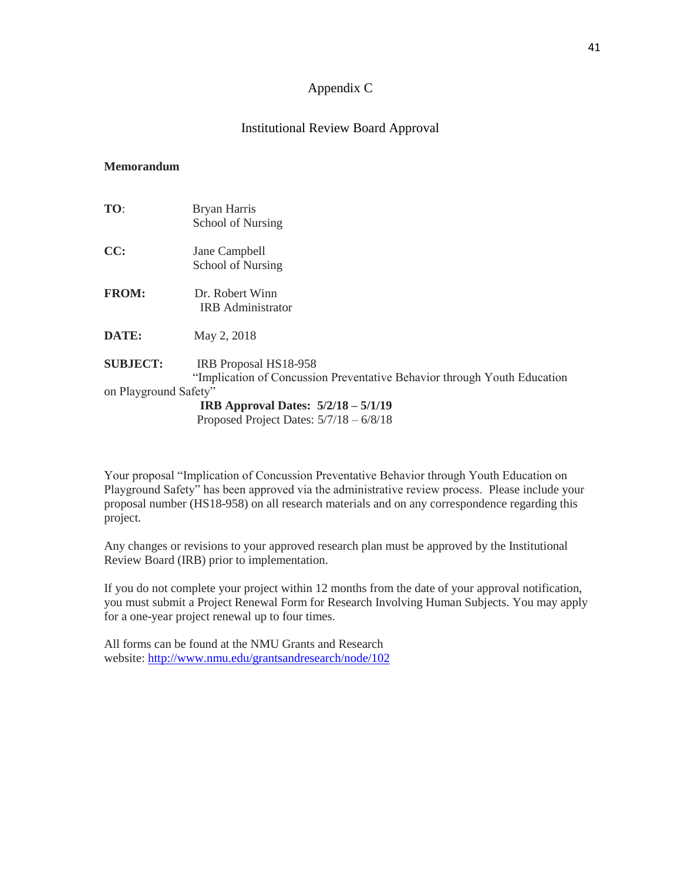# Appendix C

## Institutional Review Board Approval

**Memorandum**

**TO**: Bryan Harris
School of Nursing

**CC:** Jane Campbell
School of Nursing

**FROM:** Dr. Robert Winn
IRB Administrator

**DATE:** May 2, 2018

**SUBJECT:** IRB Proposal HS18-958
"Implication of Concussion Preventative Behavior through Youth Education on Playground Safety"
**IRB Approval Dates: 5/2/18 – 5/1/19**
Proposed Project Dates: 5/7/18 – 6/8/18

Your proposal "Implication of Concussion Preventative Behavior through Youth Education on Playground Safety" has been approved via the administrative review process. Please include your proposal number (HS18-958) on all research materials and on any correspondence regarding this project.

Any changes or revisions to your approved research plan must be approved by the Institutional Review Board (IRB) prior to implementation.

If you do not complete your project within 12 months from the date of your approval notification, you must submit a Project Renewal Form for Research Involving Human Subjects. You may apply for a one-year project renewal up to four times.

All forms can be found at the NMU Grants and Research website: http://www.nmu.edu/grantsandresearch/node/102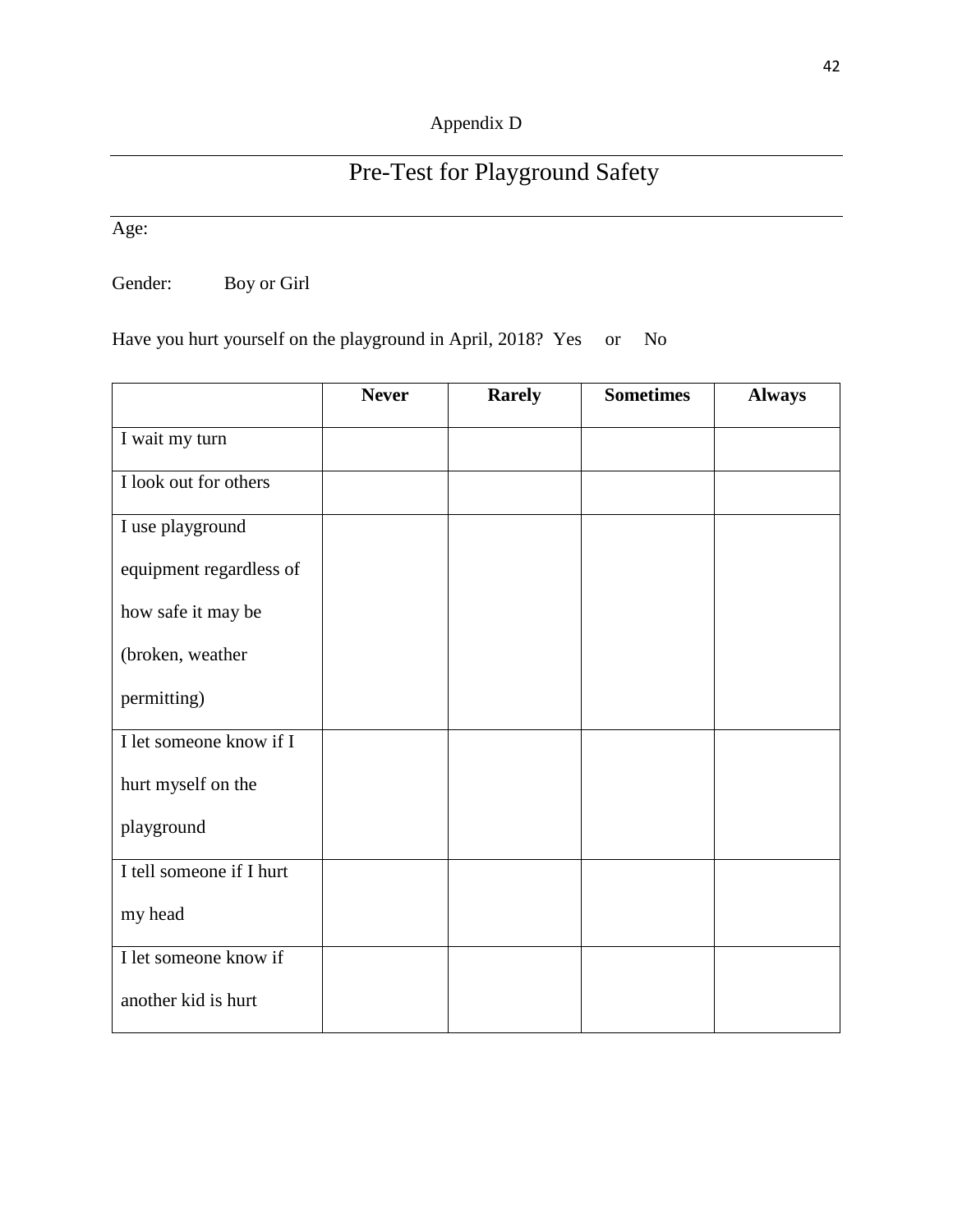Appendix D

# Pre-Test for Playground Safety

Age:

Gender: Boy or Girl

Have you hurt yourself on the playground in April, 2018? Yes or No

| | **Never** | **Rarely** | **Sometimes** | **Always** |
|---|---|---|---|---|
| I wait my turn | | | | |
| I look out for others | | | | |
| I use playground equipment regardless of how safe it may be (broken, weather permitting) | | | | |
| I let someone know if I hurt myself on the playground | | | | |
| I tell someone if I hurt my head | | | | |
| I let someone know if another kid is hurt | | | | |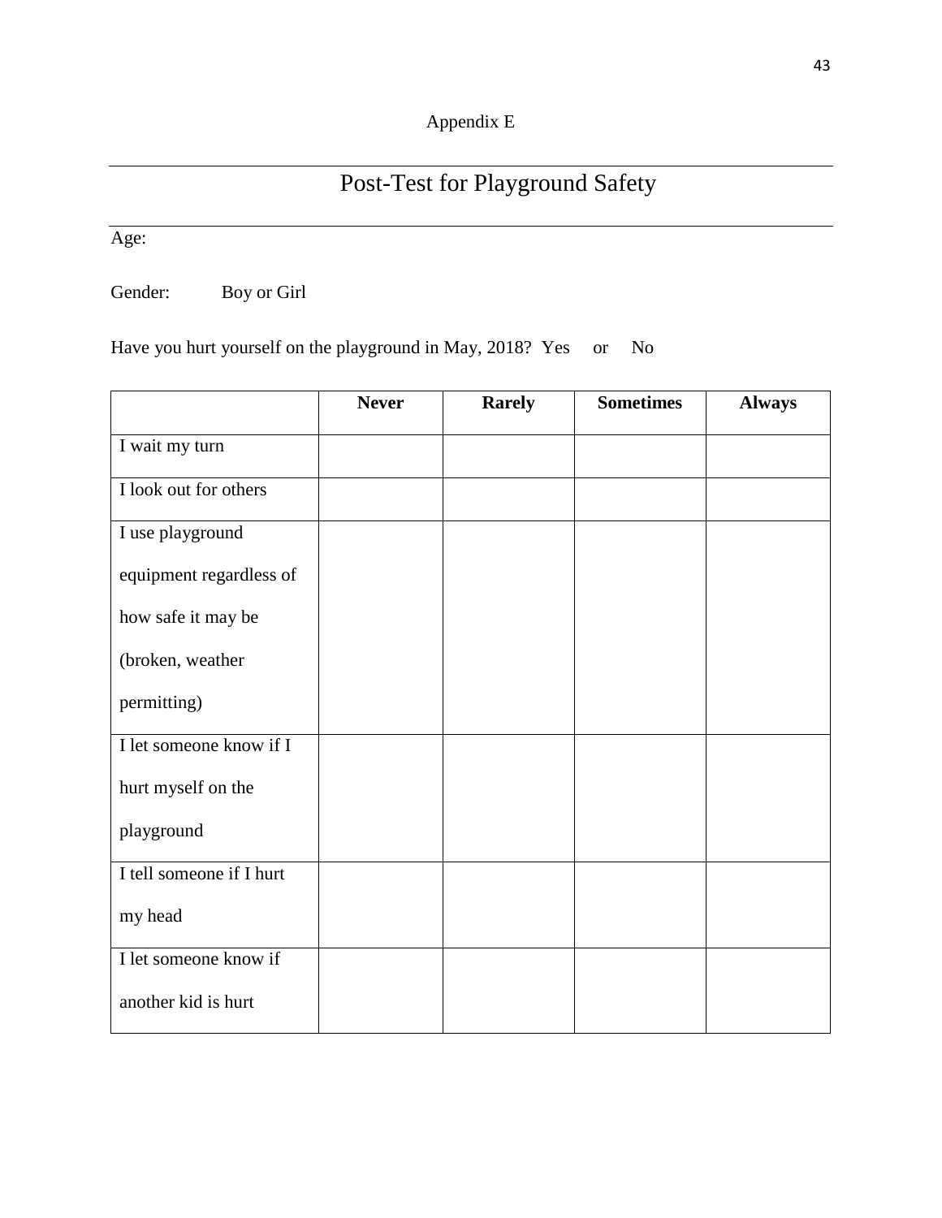Appendix E

# Post-Test for Playground Safety

Age:

Gender: Boy or Girl

Have you hurt yourself on the playground in May, 2018? Yes or No

| | **Never** | **Rarely** | **Sometimes** | **Always** |
|---|---|---|---|---|
| I wait my turn | | | | |
| I look out for others | | | | |
| I use playground equipment regardless of how safe it may be (broken, weather permitting) | | | | |
| I let someone know if I hurt myself on the playground | | | | |
| I tell someone if I hurt my head | | | | |
| I let someone know if another kid is hurt | | | | |